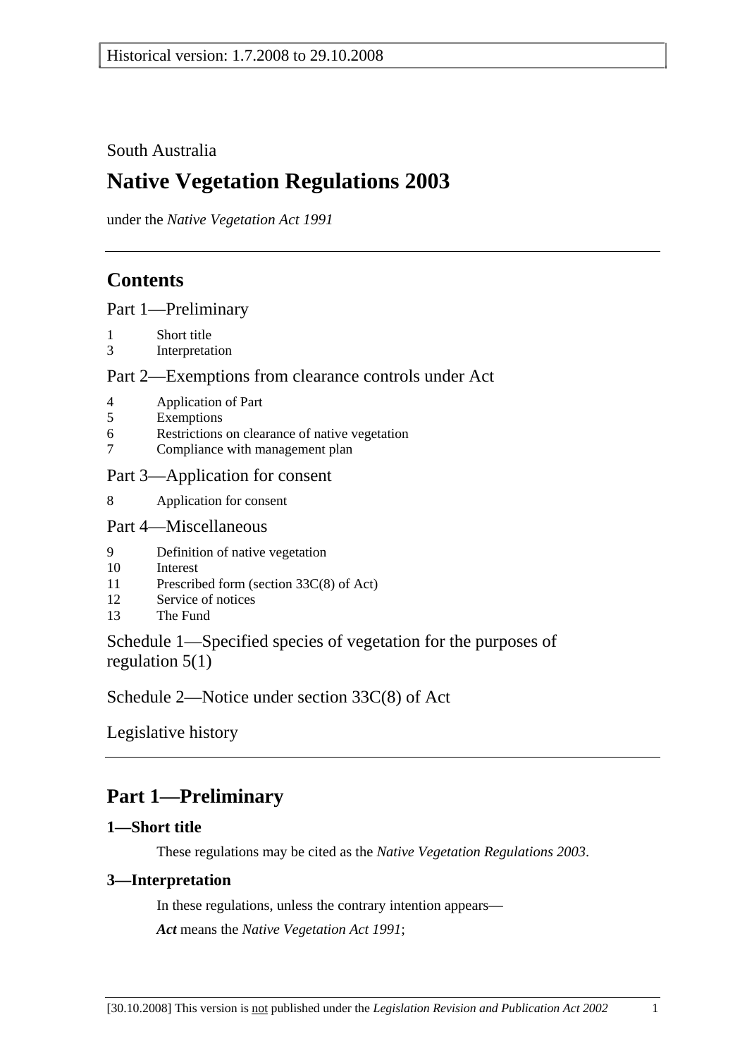Historical version: 1.7.2008 to 29.10.2008

South Australia

# Native Vegetation Regulations 2003

under the *Native Vegetation Act 1991*

## Contents

Part 1—Preliminary

1 Short title
3 Interpretation

Part 2—Exemptions from clearance controls under Act

4 Application of Part
5 Exemptions
6 Restrictions on clearance of native vegetation
7 Compliance with management plan

Part 3—Application for consent

8 Application for consent

Part 4—Miscellaneous

9 Definition of native vegetation
10 Interest
11 Prescribed form (section 33C(8) of Act)
12 Service of notices
13 The Fund

Schedule 1—Specified species of vegetation for the purposes of regulation 5(1)

Schedule 2—Notice under section 33C(8) of Act

Legislative history

## Part 1—Preliminary

### 1—Short title

These regulations may be cited as the *Native Vegetation Regulations 2003*.

### 3—Interpretation

In these regulations, unless the contrary intention appears—

***Act*** means the *Native Vegetation Act 1991*;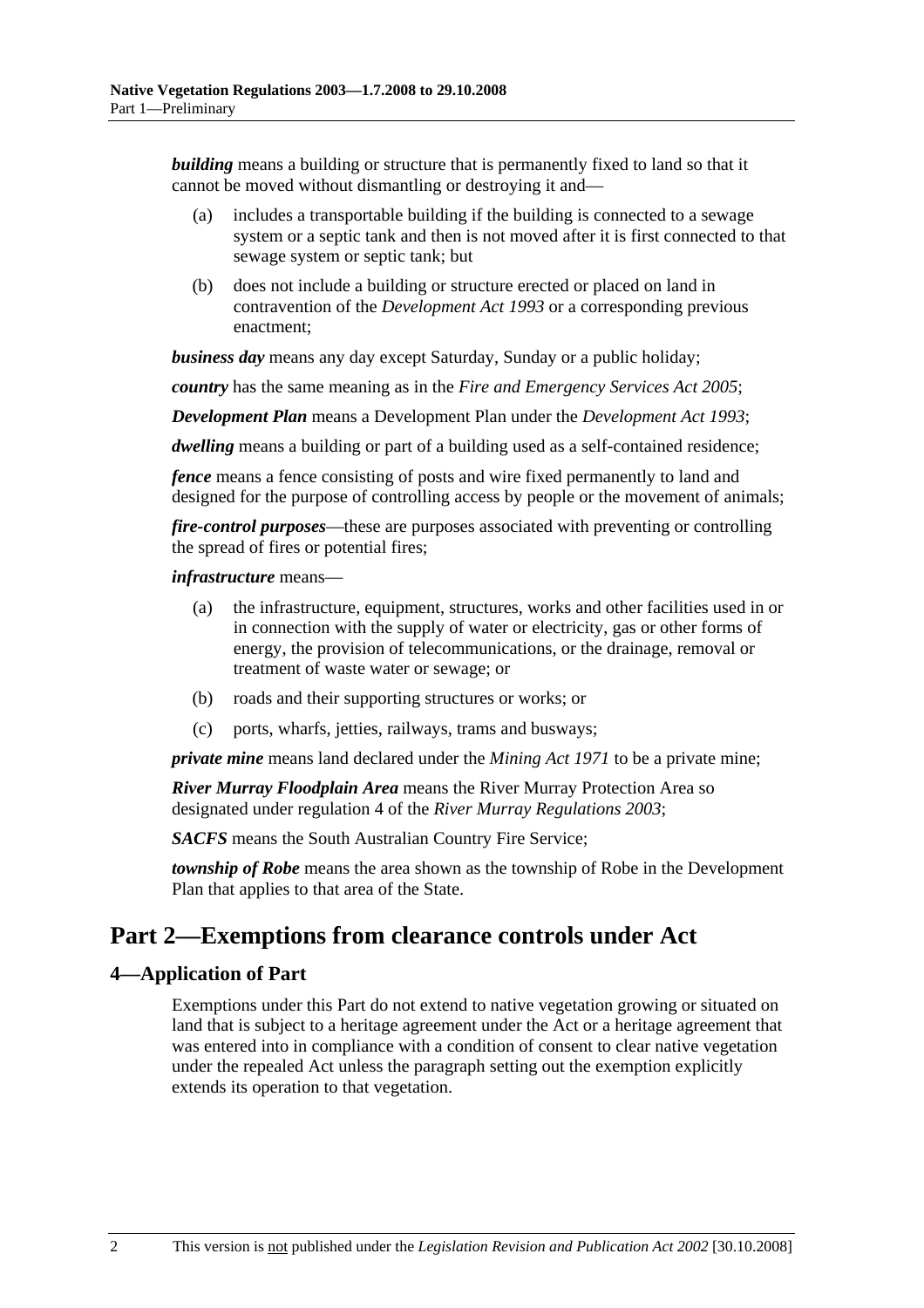***building*** means a building or structure that is permanently fixed to land so that it cannot be moved without dismantling or destroying it and—

(a) includes a transportable building if the building is connected to a sewage system or a septic tank and then is not moved after it is first connected to that sewage system or septic tank; but

(b) does not include a building or structure erected or placed on land in contravention of the *Development Act 1993* or a corresponding previous enactment;

***business day*** means any day except Saturday, Sunday or a public holiday;

***country*** has the same meaning as in the *Fire and Emergency Services Act 2005*;

***Development Plan*** means a Development Plan under the *Development Act 1993*;

***dwelling*** means a building or part of a building used as a self-contained residence;

***fence*** means a fence consisting of posts and wire fixed permanently to land and designed for the purpose of controlling access by people or the movement of animals;

***fire-control purposes***—these are purposes associated with preventing or controlling the spread of fires or potential fires;

***infrastructure*** means—

(a) the infrastructure, equipment, structures, works and other facilities used in or in connection with the supply of water or electricity, gas or other forms of energy, the provision of telecommunications, or the drainage, removal or treatment of waste water or sewage; or

(b) roads and their supporting structures or works; or

(c) ports, wharfs, jetties, railways, trams and busways;

***private mine*** means land declared under the *Mining Act 1971* to be a private mine;

***River Murray Floodplain Area*** means the River Murray Protection Area so designated under regulation 4 of the *River Murray Regulations 2003*;

***SACFS*** means the South Australian Country Fire Service;

***township of Robe*** means the area shown as the township of Robe in the Development Plan that applies to that area of the State.

# Part 2—Exemptions from clearance controls under Act

## 4—Application of Part

Exemptions under this Part do not extend to native vegetation growing or situated on land that is subject to a heritage agreement under the Act or a heritage agreement that was entered into in compliance with a condition of consent to clear native vegetation under the repealed Act unless the paragraph setting out the exemption explicitly extends its operation to that vegetation.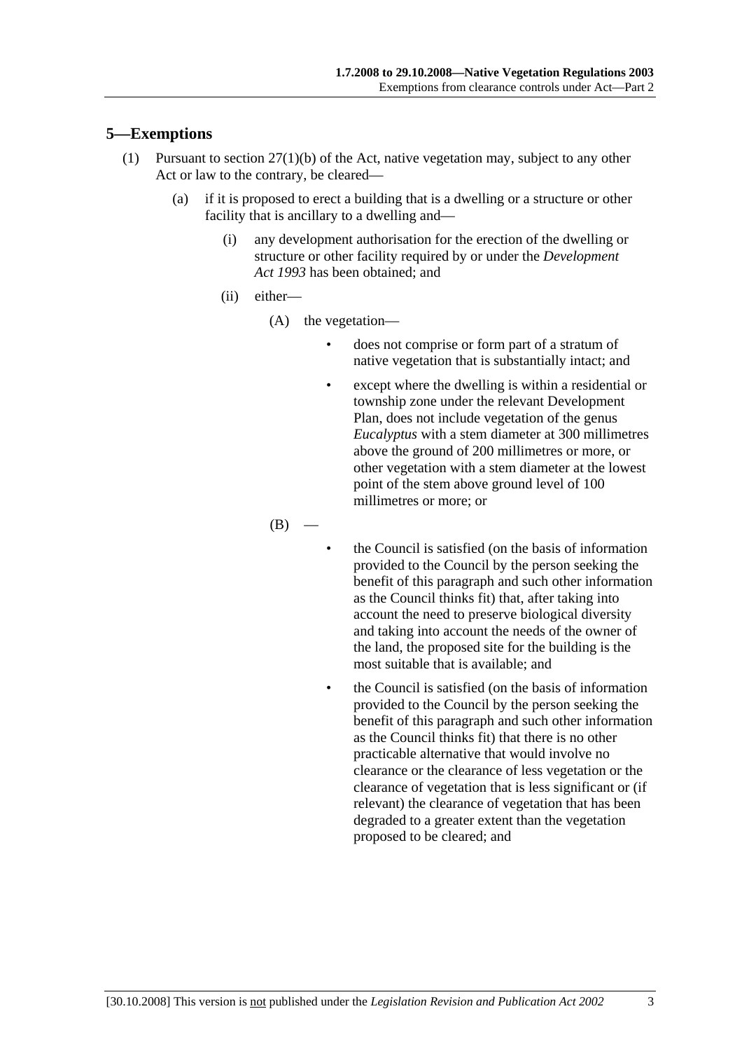## 5—Exemptions

(1) Pursuant to section 27(1)(b) of the Act, native vegetation may, subject to any other Act or law to the contrary, be cleared—

(a) if it is proposed to erect a building that is a dwelling or a structure or other facility that is ancillary to a dwelling and—

(i) any development authorisation for the erection of the dwelling or structure or other facility required by or under the *Development Act 1993* has been obtained; and

(ii) either—

(A) the vegetation—

- does not comprise or form part of a stratum of native vegetation that is substantially intact; and
- except where the dwelling is within a residential or township zone under the relevant Development Plan, does not include vegetation of the genus *Eucalyptus* with a stem diameter at 300 millimetres above the ground of 200 millimetres or more, or other vegetation with a stem diameter at the lowest point of the stem above ground level of 100 millimetres or more; or

(B) —

- the Council is satisfied (on the basis of information provided to the Council by the person seeking the benefit of this paragraph and such other information as the Council thinks fit) that, after taking into account the need to preserve biological diversity and taking into account the needs of the owner of the land, the proposed site for the building is the most suitable that is available; and
- the Council is satisfied (on the basis of information provided to the Council by the person seeking the benefit of this paragraph and such other information as the Council thinks fit) that there is no other practicable alternative that would involve no clearance or the clearance of less vegetation or the clearance of vegetation that is less significant or (if relevant) the clearance of vegetation that has been degraded to a greater extent than the vegetation proposed to be cleared; and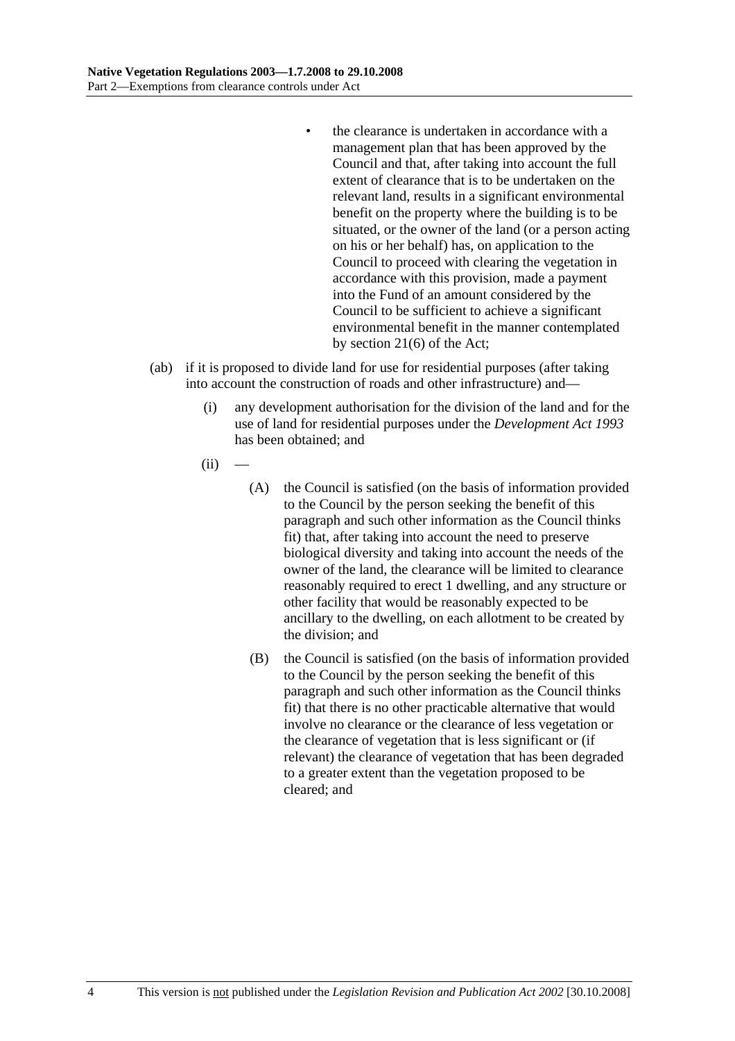- the clearance is undertaken in accordance with a management plan that has been approved by the Council and that, after taking into account the full extent of clearance that is to be undertaken on the relevant land, results in a significant environmental benefit on the property where the building is to be situated, or the owner of the land (or a person acting on his or her behalf) has, on application to the Council to proceed with clearing the vegetation in accordance with this provision, made a payment into the Fund of an amount considered by the Council to be sufficient to achieve a significant environmental benefit in the manner contemplated by section 21(6) of the Act;

(ab) if it is proposed to divide land for use for residential purposes (after taking into account the construction of roads and other infrastructure) and—

(i) any development authorisation for the division of the land and for the use of land for residential purposes under the *Development Act 1993* has been obtained; and

(ii) —

(A) the Council is satisfied (on the basis of information provided to the Council by the person seeking the benefit of this paragraph and such other information as the Council thinks fit) that, after taking into account the need to preserve biological diversity and taking into account the needs of the owner of the land, the clearance will be limited to clearance reasonably required to erect 1 dwelling, and any structure or other facility that would be reasonably expected to be ancillary to the dwelling, on each allotment to be created by the division; and

(B) the Council is satisfied (on the basis of information provided to the Council by the person seeking the benefit of this paragraph and such other information as the Council thinks fit) that there is no other practicable alternative that would involve no clearance or the clearance of less vegetation or the clearance of vegetation that is less significant or (if relevant) the clearance of vegetation that has been degraded to a greater extent than the vegetation proposed to be cleared; and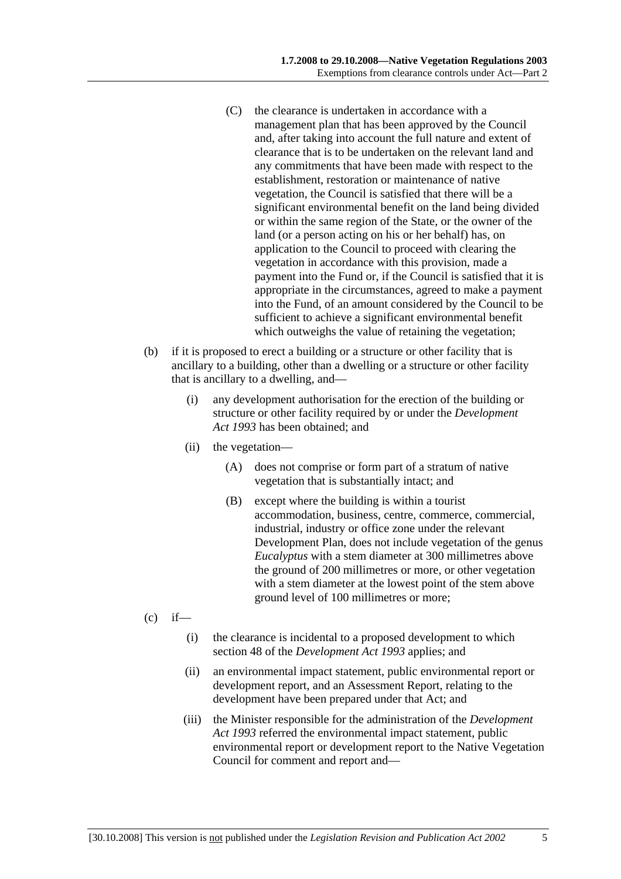(C) the clearance is undertaken in accordance with a management plan that has been approved by the Council and, after taking into account the full nature and extent of clearance that is to be undertaken on the relevant land and any commitments that have been made with respect to the establishment, restoration or maintenance of native vegetation, the Council is satisfied that there will be a significant environmental benefit on the land being divided or within the same region of the State, or the owner of the land (or a person acting on his or her behalf) has, on application to the Council to proceed with clearing the vegetation in accordance with this provision, made a payment into the Fund or, if the Council is satisfied that it is appropriate in the circumstances, agreed to make a payment into the Fund, of an amount considered by the Council to be sufficient to achieve a significant environmental benefit which outweighs the value of retaining the vegetation;

(b) if it is proposed to erect a building or a structure or other facility that is ancillary to a building, other than a dwelling or a structure or other facility that is ancillary to a dwelling, and—

(i) any development authorisation for the erection of the building or structure or other facility required by or under the *Development Act 1993* has been obtained; and

(ii) the vegetation—

(A) does not comprise or form part of a stratum of native vegetation that is substantially intact; and

(B) except where the building is within a tourist accommodation, business, centre, commerce, commercial, industrial, industry or office zone under the relevant Development Plan, does not include vegetation of the genus *Eucalyptus* with a stem diameter at 300 millimetres above the ground of 200 millimetres or more, or other vegetation with a stem diameter at the lowest point of the stem above ground level of 100 millimetres or more;

(c) if—

(i) the clearance is incidental to a proposed development to which section 48 of the *Development Act 1993* applies; and

(ii) an environmental impact statement, public environmental report or development report, and an Assessment Report, relating to the development have been prepared under that Act; and

(iii) the Minister responsible for the administration of the *Development Act 1993* referred the environmental impact statement, public environmental report or development report to the Native Vegetation Council for comment and report and—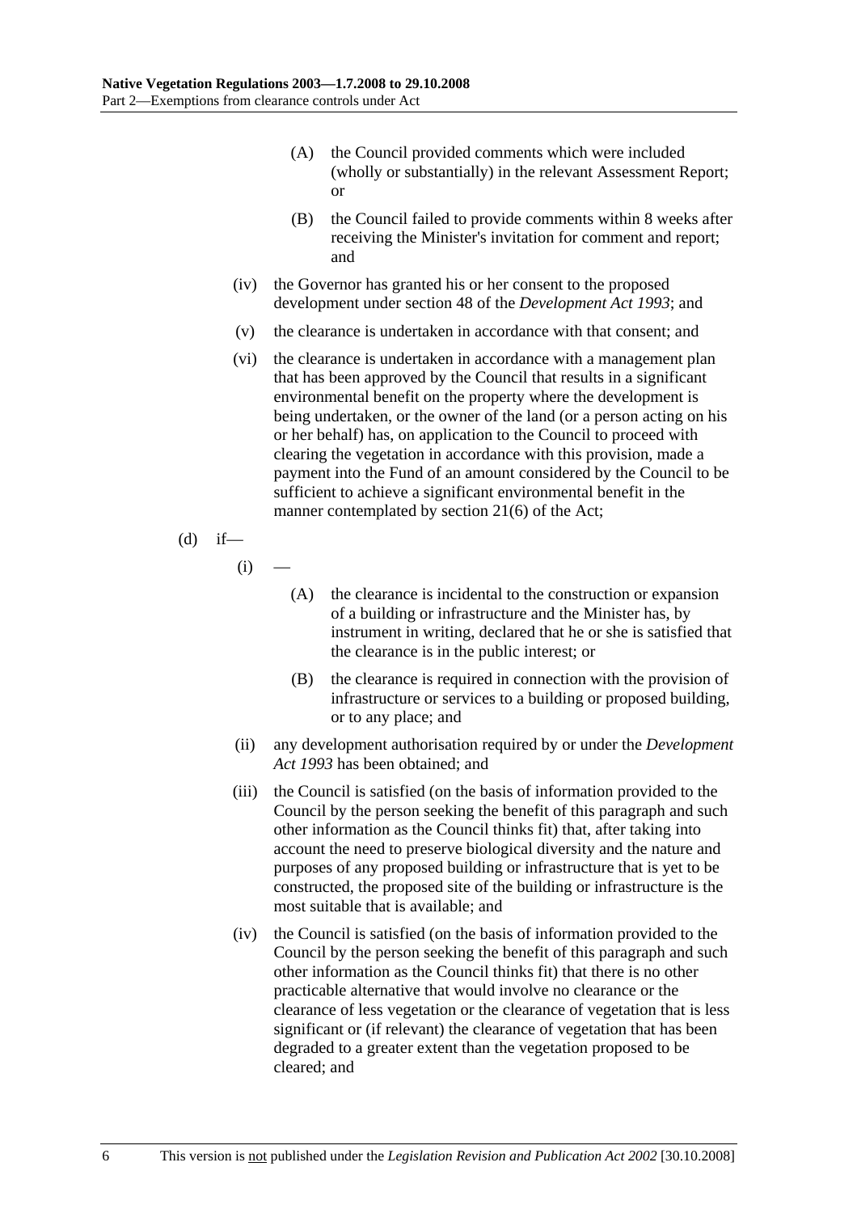(A) the Council provided comments which were included (wholly or substantially) in the relevant Assessment Report; or

(B) the Council failed to provide comments within 8 weeks after receiving the Minister's invitation for comment and report; and

(iv) the Governor has granted his or her consent to the proposed development under section 48 of the *Development Act 1993*; and

(v) the clearance is undertaken in accordance with that consent; and

(vi) the clearance is undertaken in accordance with a management plan that has been approved by the Council that results in a significant environmental benefit on the property where the development is being undertaken, or the owner of the land (or a person acting on his or her behalf) has, on application to the Council to proceed with clearing the vegetation in accordance with this provision, made a payment into the Fund of an amount considered by the Council to be sufficient to achieve a significant environmental benefit in the manner contemplated by section 21(6) of the Act;

(d) if—

(i) —

(A) the clearance is incidental to the construction or expansion of a building or infrastructure and the Minister has, by instrument in writing, declared that he or she is satisfied that the clearance is in the public interest; or

(B) the clearance is required in connection with the provision of infrastructure or services to a building or proposed building, or to any place; and

(ii) any development authorisation required by or under the *Development Act 1993* has been obtained; and

(iii) the Council is satisfied (on the basis of information provided to the Council by the person seeking the benefit of this paragraph and such other information as the Council thinks fit) that, after taking into account the need to preserve biological diversity and the nature and purposes of any proposed building or infrastructure that is yet to be constructed, the proposed site of the building or infrastructure is the most suitable that is available; and

(iv) the Council is satisfied (on the basis of information provided to the Council by the person seeking the benefit of this paragraph and such other information as the Council thinks fit) that there is no other practicable alternative that would involve no clearance or the clearance of less vegetation or the clearance of vegetation that is less significant or (if relevant) the clearance of vegetation that has been degraded to a greater extent than the vegetation proposed to be cleared; and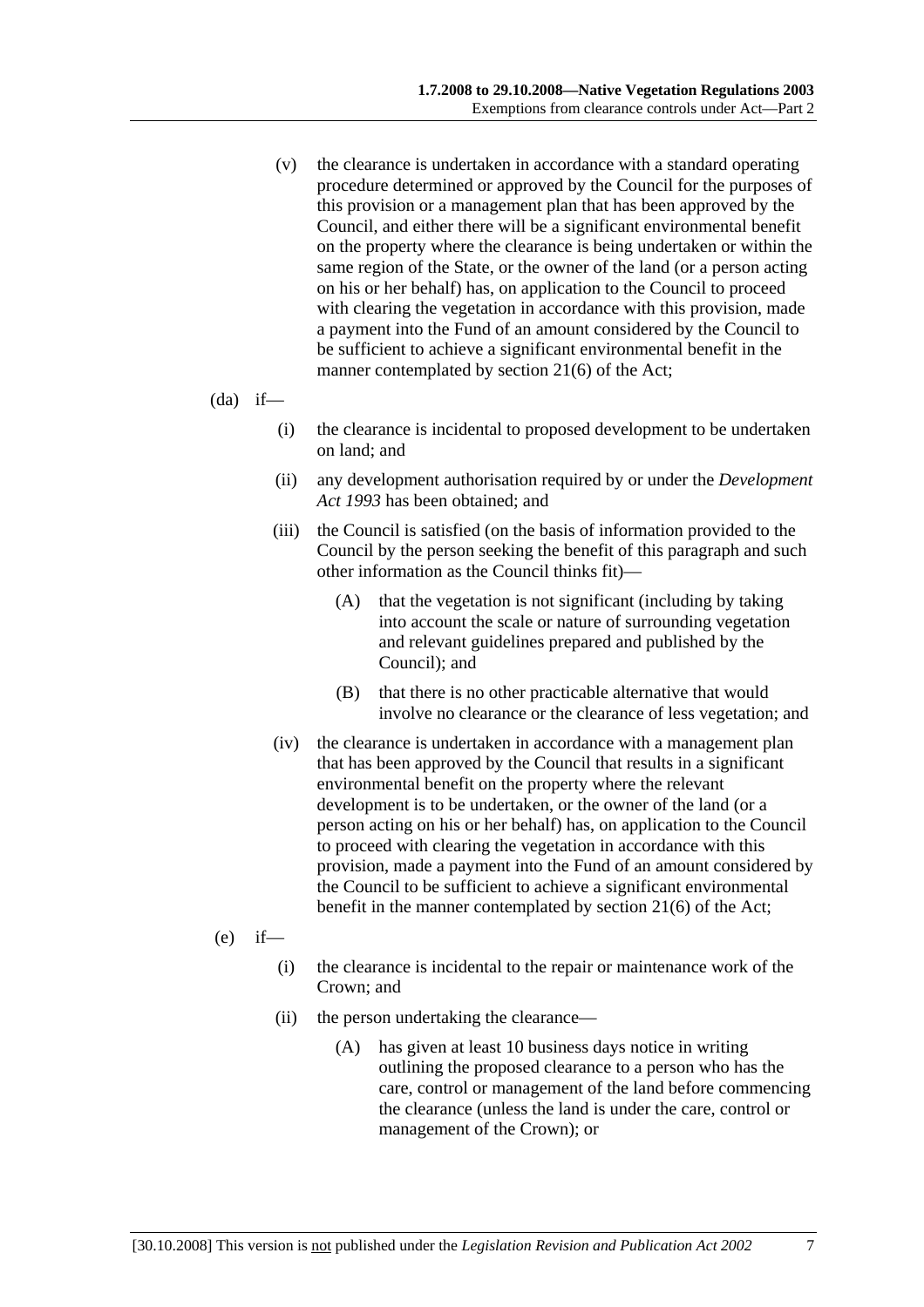(v) the clearance is undertaken in accordance with a standard operating procedure determined or approved by the Council for the purposes of this provision or a management plan that has been approved by the Council, and either there will be a significant environmental benefit on the property where the clearance is being undertaken or within the same region of the State, or the owner of the land (or a person acting on his or her behalf) has, on application to the Council to proceed with clearing the vegetation in accordance with this provision, made a payment into the Fund of an amount considered by the Council to be sufficient to achieve a significant environmental benefit in the manner contemplated by section 21(6) of the Act;

(da) if—

(i) the clearance is incidental to proposed development to be undertaken on land; and

(ii) any development authorisation required by or under the *Development Act 1993* has been obtained; and

(iii) the Council is satisfied (on the basis of information provided to the Council by the person seeking the benefit of this paragraph and such other information as the Council thinks fit)—

(A) that the vegetation is not significant (including by taking into account the scale or nature of surrounding vegetation and relevant guidelines prepared and published by the Council); and

(B) that there is no other practicable alternative that would involve no clearance or the clearance of less vegetation; and

(iv) the clearance is undertaken in accordance with a management plan that has been approved by the Council that results in a significant environmental benefit on the property where the relevant development is to be undertaken, or the owner of the land (or a person acting on his or her behalf) has, on application to the Council to proceed with clearing the vegetation in accordance with this provision, made a payment into the Fund of an amount considered by the Council to be sufficient to achieve a significant environmental benefit in the manner contemplated by section 21(6) of the Act;

(e) if—

(i) the clearance is incidental to the repair or maintenance work of the Crown; and

(ii) the person undertaking the clearance—

(A) has given at least 10 business days notice in writing outlining the proposed clearance to a person who has the care, control or management of the land before commencing the clearance (unless the land is under the care, control or management of the Crown); or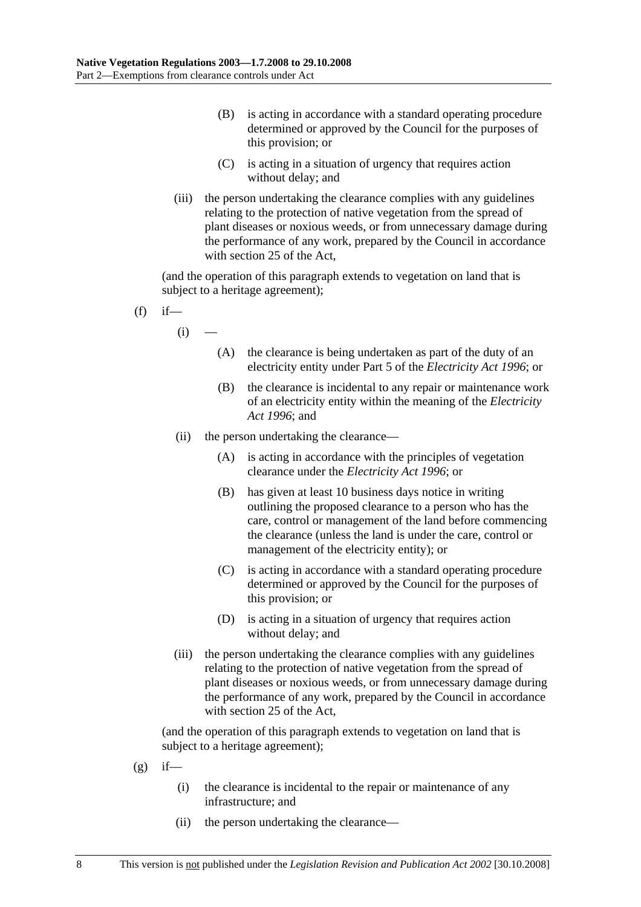(B) is acting in accordance with a standard operating procedure determined or approved by the Council for the purposes of this provision; or

(C) is acting in a situation of urgency that requires action without delay; and

(iii) the person undertaking the clearance complies with any guidelines relating to the protection of native vegetation from the spread of plant diseases or noxious weeds, or from unnecessary damage during the performance of any work, prepared by the Council in accordance with section 25 of the Act,

(and the operation of this paragraph extends to vegetation on land that is subject to a heritage agreement);

(f) if—

(i) —

(A) the clearance is being undertaken as part of the duty of an electricity entity under Part 5 of the *Electricity Act 1996*; or

(B) the clearance is incidental to any repair or maintenance work of an electricity entity within the meaning of the *Electricity Act 1996*; and

(ii) the person undertaking the clearance—

(A) is acting in accordance with the principles of vegetation clearance under the *Electricity Act 1996*; or

(B) has given at least 10 business days notice in writing outlining the proposed clearance to a person who has the care, control or management of the land before commencing the clearance (unless the land is under the care, control or management of the electricity entity); or

(C) is acting in accordance with a standard operating procedure determined or approved by the Council for the purposes of this provision; or

(D) is acting in a situation of urgency that requires action without delay; and

(iii) the person undertaking the clearance complies with any guidelines relating to the protection of native vegetation from the spread of plant diseases or noxious weeds, or from unnecessary damage during the performance of any work, prepared by the Council in accordance with section 25 of the Act,

(and the operation of this paragraph extends to vegetation on land that is subject to a heritage agreement);

(g) if—

(i) the clearance is incidental to the repair or maintenance of any infrastructure; and

(ii) the person undertaking the clearance—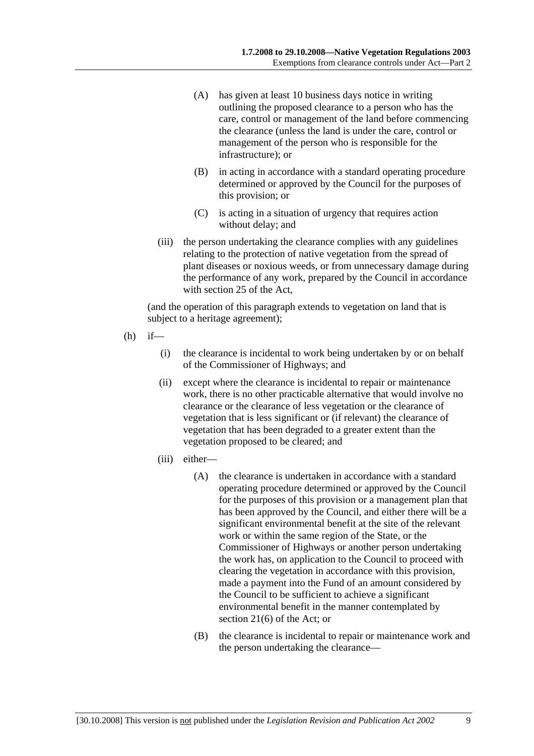(A) has given at least 10 business days notice in writing outlining the proposed clearance to a person who has the care, control or management of the land before commencing the clearance (unless the land is under the care, control or management of the person who is responsible for the infrastructure); or

(B) in acting in accordance with a standard operating procedure determined or approved by the Council for the purposes of this provision; or

(C) is acting in a situation of urgency that requires action without delay; and

(iii) the person undertaking the clearance complies with any guidelines relating to the protection of native vegetation from the spread of plant diseases or noxious weeds, or from unnecessary damage during the performance of any work, prepared by the Council in accordance with section 25 of the Act,

(and the operation of this paragraph extends to vegetation on land that is subject to a heritage agreement);

(h) if—

(i) the clearance is incidental to work being undertaken by or on behalf of the Commissioner of Highways; and

(ii) except where the clearance is incidental to repair or maintenance work, there is no other practicable alternative that would involve no clearance or the clearance of less vegetation or the clearance of vegetation that is less significant or (if relevant) the clearance of vegetation that has been degraded to a greater extent than the vegetation proposed to be cleared; and

(iii) either—

(A) the clearance is undertaken in accordance with a standard operating procedure determined or approved by the Council for the purposes of this provision or a management plan that has been approved by the Council, and either there will be a significant environmental benefit at the site of the relevant work or within the same region of the State, or the Commissioner of Highways or another person undertaking the work has, on application to the Council to proceed with clearing the vegetation in accordance with this provision, made a payment into the Fund of an amount considered by the Council to be sufficient to achieve a significant environmental benefit in the manner contemplated by section 21(6) of the Act; or

(B) the clearance is incidental to repair or maintenance work and the person undertaking the clearance—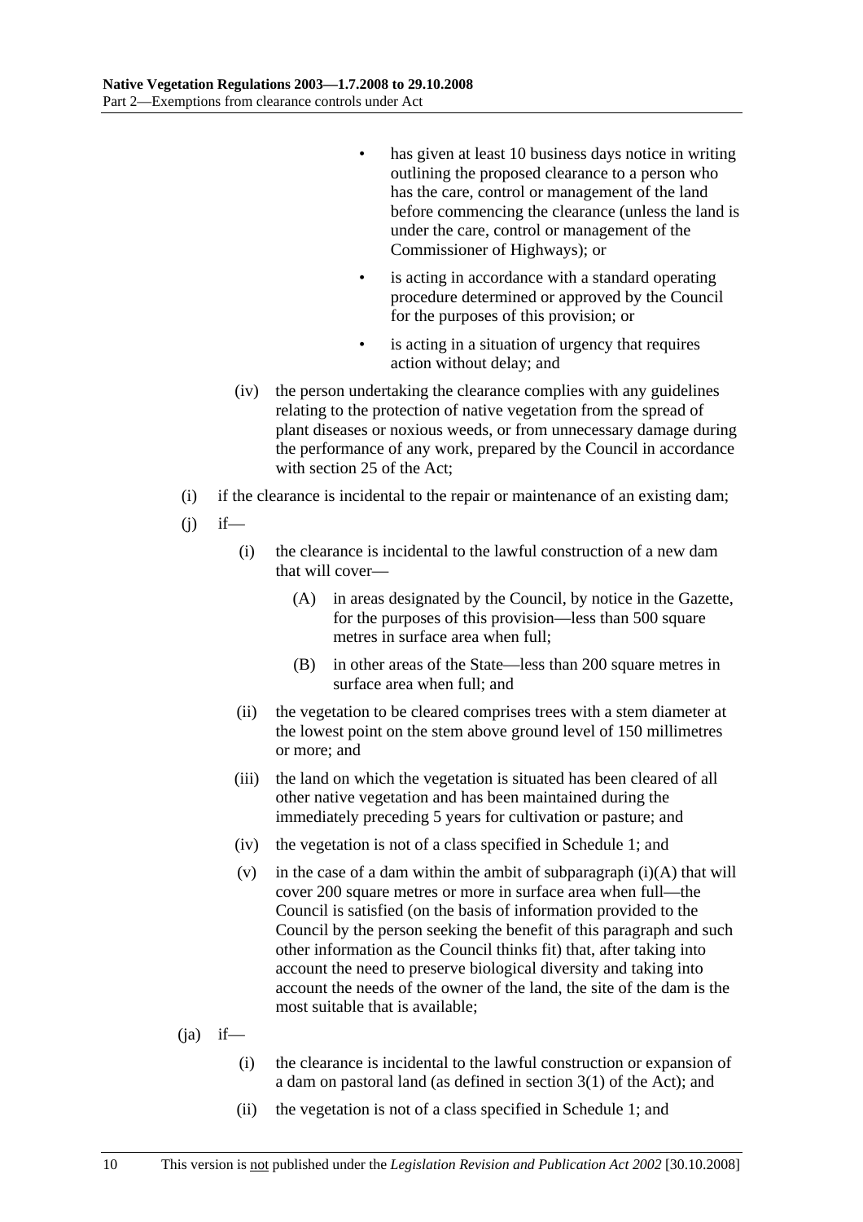- has given at least 10 business days notice in writing outlining the proposed clearance to a person who has the care, control or management of the land before commencing the clearance (unless the land is under the care, control or management of the Commissioner of Highways); or
- is acting in accordance with a standard operating procedure determined or approved by the Council for the purposes of this provision; or
- is acting in a situation of urgency that requires action without delay; and

(iv) the person undertaking the clearance complies with any guidelines relating to the protection of native vegetation from the spread of plant diseases or noxious weeds, or from unnecessary damage during the performance of any work, prepared by the Council in accordance with section 25 of the Act;

(i) if the clearance is incidental to the repair or maintenance of an existing dam;

(j) if—

(i) the clearance is incidental to the lawful construction of a new dam that will cover—

(A) in areas designated by the Council, by notice in the Gazette, for the purposes of this provision—less than 500 square metres in surface area when full;

(B) in other areas of the State—less than 200 square metres in surface area when full; and

(ii) the vegetation to be cleared comprises trees with a stem diameter at the lowest point on the stem above ground level of 150 millimetres or more; and

(iii) the land on which the vegetation is situated has been cleared of all other native vegetation and has been maintained during the immediately preceding 5 years for cultivation or pasture; and

(iv) the vegetation is not of a class specified in Schedule 1; and

(v) in the case of a dam within the ambit of subparagraph (i)(A) that will cover 200 square metres or more in surface area when full—the Council is satisfied (on the basis of information provided to the Council by the person seeking the benefit of this paragraph and such other information as the Council thinks fit) that, after taking into account the need to preserve biological diversity and taking into account the needs of the owner of the land, the site of the dam is the most suitable that is available;

(ja) if—

(i) the clearance is incidental to the lawful construction or expansion of a dam on pastoral land (as defined in section 3(1) of the Act); and

(ii) the vegetation is not of a class specified in Schedule 1; and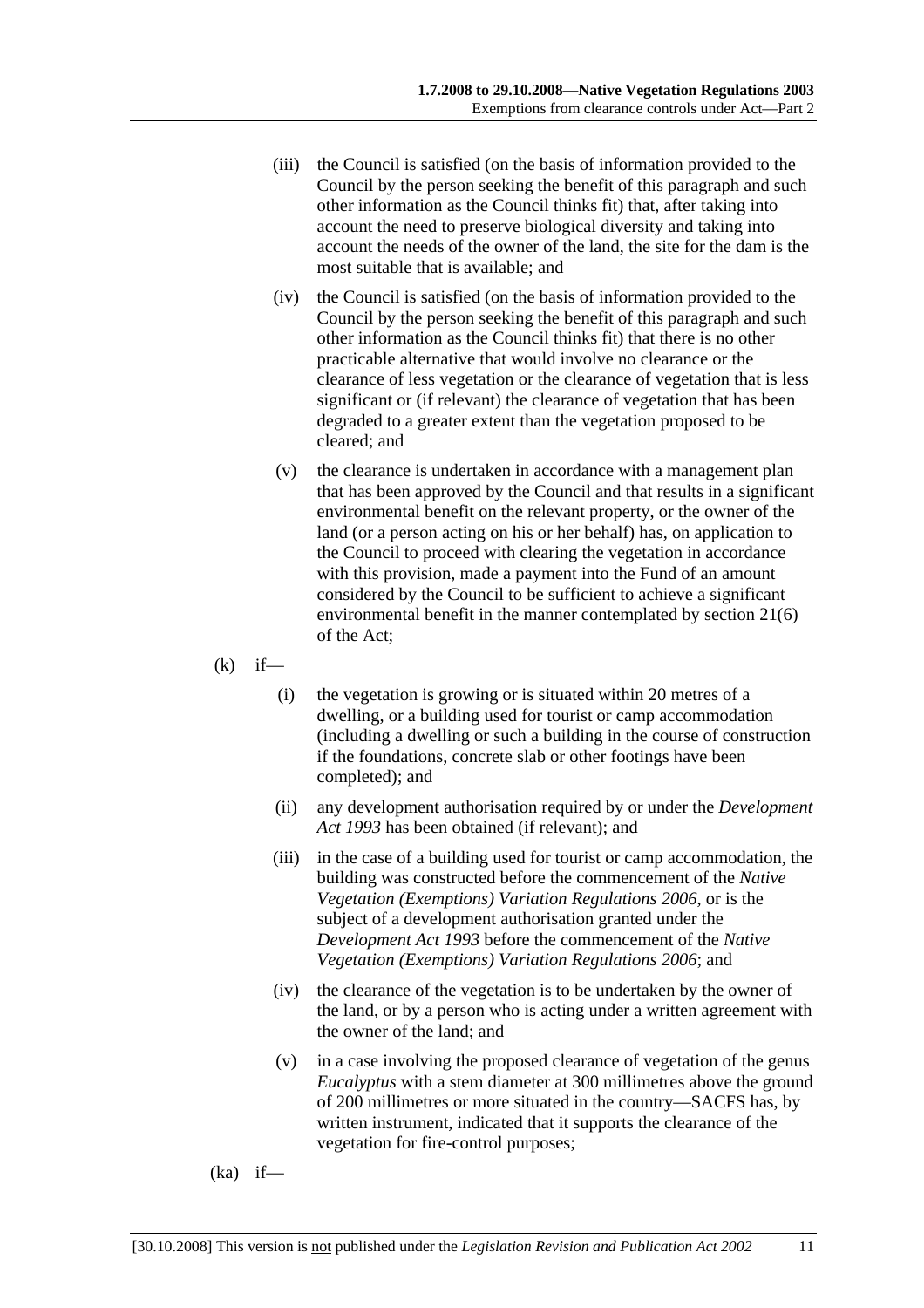(iii) the Council is satisfied (on the basis of information provided to the Council by the person seeking the benefit of this paragraph and such other information as the Council thinks fit) that, after taking into account the need to preserve biological diversity and taking into account the needs of the owner of the land, the site for the dam is the most suitable that is available; and

(iv) the Council is satisfied (on the basis of information provided to the Council by the person seeking the benefit of this paragraph and such other information as the Council thinks fit) that there is no other practicable alternative that would involve no clearance or the clearance of less vegetation or the clearance of vegetation that is less significant or (if relevant) the clearance of vegetation that has been degraded to a greater extent than the vegetation proposed to be cleared; and

(v) the clearance is undertaken in accordance with a management plan that has been approved by the Council and that results in a significant environmental benefit on the relevant property, or the owner of the land (or a person acting on his or her behalf) has, on application to the Council to proceed with clearing the vegetation in accordance with this provision, made a payment into the Fund of an amount considered by the Council to be sufficient to achieve a significant environmental benefit in the manner contemplated by section 21(6) of the Act;

(k) if—

(i) the vegetation is growing or is situated within 20 metres of a dwelling, or a building used for tourist or camp accommodation (including a dwelling or such a building in the course of construction if the foundations, concrete slab or other footings have been completed); and

(ii) any development authorisation required by or under the *Development Act 1993* has been obtained (if relevant); and

(iii) in the case of a building used for tourist or camp accommodation, the building was constructed before the commencement of the *Native Vegetation (Exemptions) Variation Regulations 2006*, or is the subject of a development authorisation granted under the *Development Act 1993* before the commencement of the *Native Vegetation (Exemptions) Variation Regulations 2006*; and

(iv) the clearance of the vegetation is to be undertaken by the owner of the land, or by a person who is acting under a written agreement with the owner of the land; and

(v) in a case involving the proposed clearance of vegetation of the genus *Eucalyptus* with a stem diameter at 300 millimetres above the ground of 200 millimetres or more situated in the country—SACFS has, by written instrument, indicated that it supports the clearance of the vegetation for fire-control purposes;

(ka) if—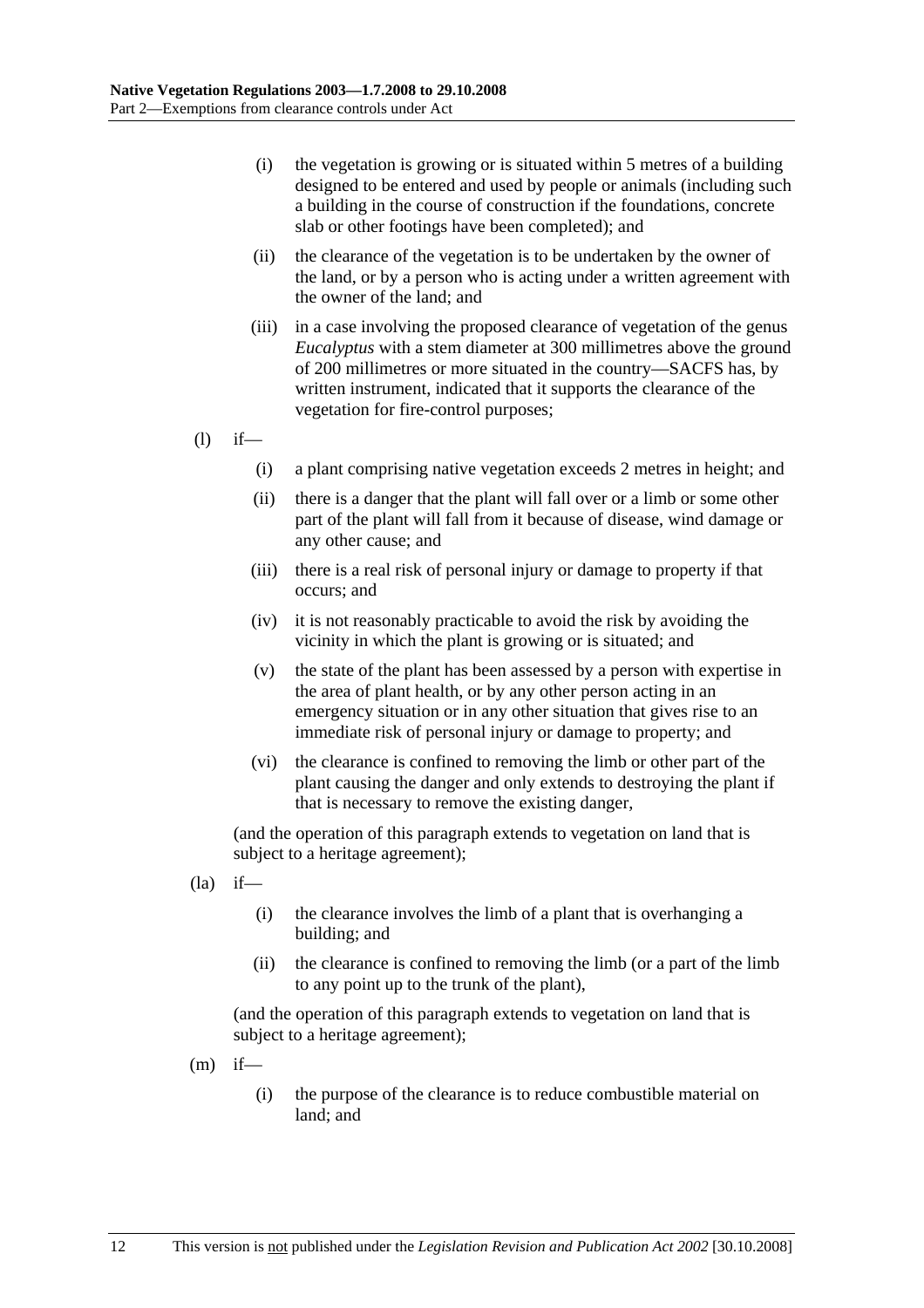- (i) the vegetation is growing or is situated within 5 metres of a building designed to be entered and used by people or animals (including such a building in the course of construction if the foundations, concrete slab or other footings have been completed); and
- (ii) the clearance of the vegetation is to be undertaken by the owner of the land, or by a person who is acting under a written agreement with the owner of the land; and
- (iii) in a case involving the proposed clearance of vegetation of the genus *Eucalyptus* with a stem diameter at 300 millimetres above the ground of 200 millimetres or more situated in the country—SACFS has, by written instrument, indicated that it supports the clearance of the vegetation for fire-control purposes;

(l) if—

- (i) a plant comprising native vegetation exceeds 2 metres in height; and
- (ii) there is a danger that the plant will fall over or a limb or some other part of the plant will fall from it because of disease, wind damage or any other cause; and
- (iii) there is a real risk of personal injury or damage to property if that occurs; and
- (iv) it is not reasonably practicable to avoid the risk by avoiding the vicinity in which the plant is growing or is situated; and
- (v) the state of the plant has been assessed by a person with expertise in the area of plant health, or by any other person acting in an emergency situation or in any other situation that gives rise to an immediate risk of personal injury or damage to property; and
- (vi) the clearance is confined to removing the limb or other part of the plant causing the danger and only extends to destroying the plant if that is necessary to remove the existing danger,

(and the operation of this paragraph extends to vegetation on land that is subject to a heritage agreement);

(la) if—

- (i) the clearance involves the limb of a plant that is overhanging a building; and
- (ii) the clearance is confined to removing the limb (or a part of the limb to any point up to the trunk of the plant),

(and the operation of this paragraph extends to vegetation on land that is subject to a heritage agreement);

(m) if—

- (i) the purpose of the clearance is to reduce combustible material on land; and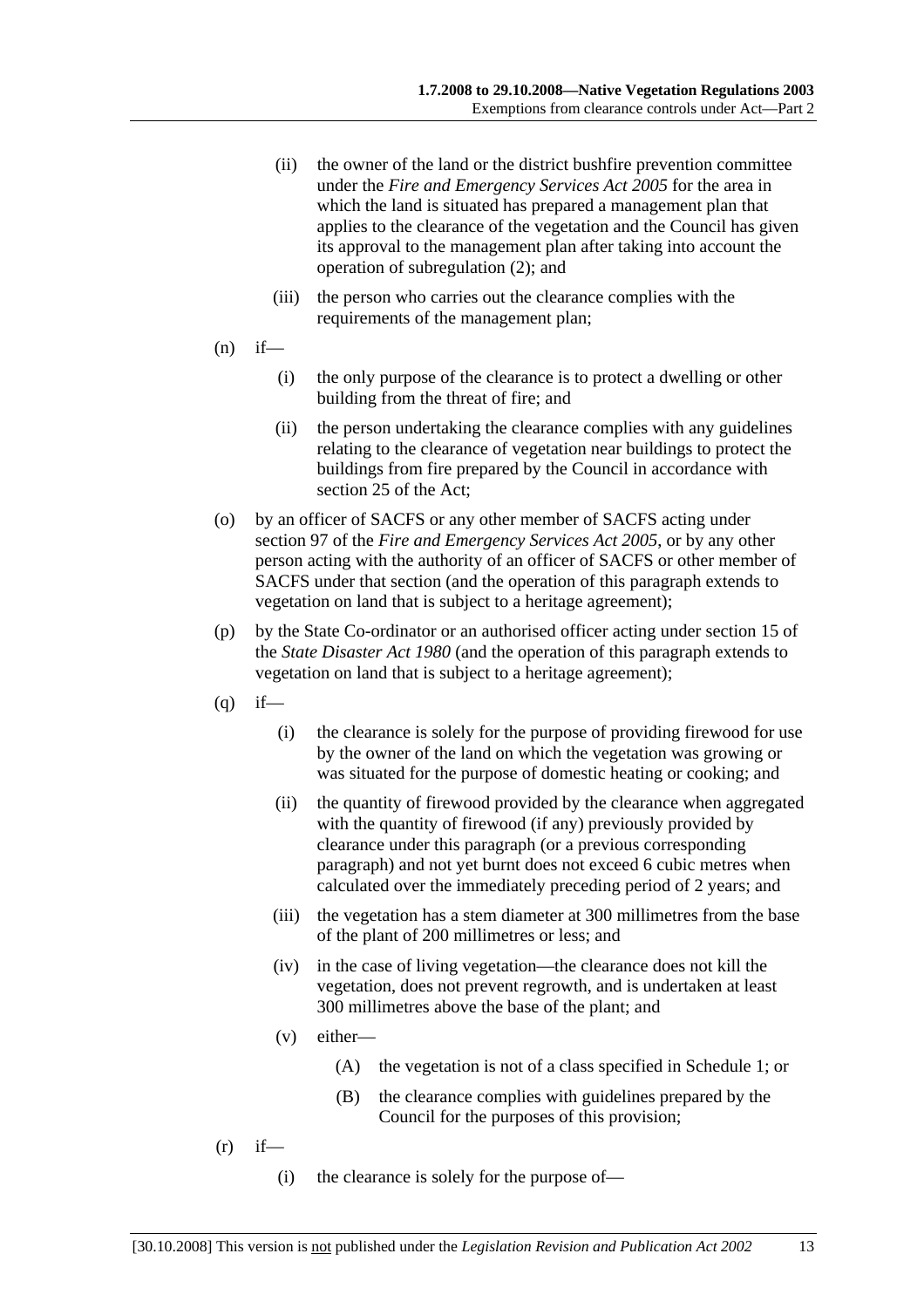(ii) the owner of the land or the district bushfire prevention committee under the *Fire and Emergency Services Act 2005* for the area in which the land is situated has prepared a management plan that applies to the clearance of the vegetation and the Council has given its approval to the management plan after taking into account the operation of subregulation (2); and

(iii) the person who carries out the clearance complies with the requirements of the management plan;

(n) if—

(i) the only purpose of the clearance is to protect a dwelling or other building from the threat of fire; and

(ii) the person undertaking the clearance complies with any guidelines relating to the clearance of vegetation near buildings to protect the buildings from fire prepared by the Council in accordance with section 25 of the Act;

(o) by an officer of SACFS or any other member of SACFS acting under section 97 of the *Fire and Emergency Services Act 2005*, or by any other person acting with the authority of an officer of SACFS or other member of SACFS under that section (and the operation of this paragraph extends to vegetation on land that is subject to a heritage agreement);

(p) by the State Co-ordinator or an authorised officer acting under section 15 of the *State Disaster Act 1980* (and the operation of this paragraph extends to vegetation on land that is subject to a heritage agreement);

(q) if—

(i) the clearance is solely for the purpose of providing firewood for use by the owner of the land on which the vegetation was growing or was situated for the purpose of domestic heating or cooking; and

(ii) the quantity of firewood provided by the clearance when aggregated with the quantity of firewood (if any) previously provided by clearance under this paragraph (or a previous corresponding paragraph) and not yet burnt does not exceed 6 cubic metres when calculated over the immediately preceding period of 2 years; and

(iii) the vegetation has a stem diameter at 300 millimetres from the base of the plant of 200 millimetres or less; and

(iv) in the case of living vegetation—the clearance does not kill the vegetation, does not prevent regrowth, and is undertaken at least 300 millimetres above the base of the plant; and

(v) either—

(A) the vegetation is not of a class specified in Schedule 1; or

(B) the clearance complies with guidelines prepared by the Council for the purposes of this provision;

(r) if—

(i) the clearance is solely for the purpose of—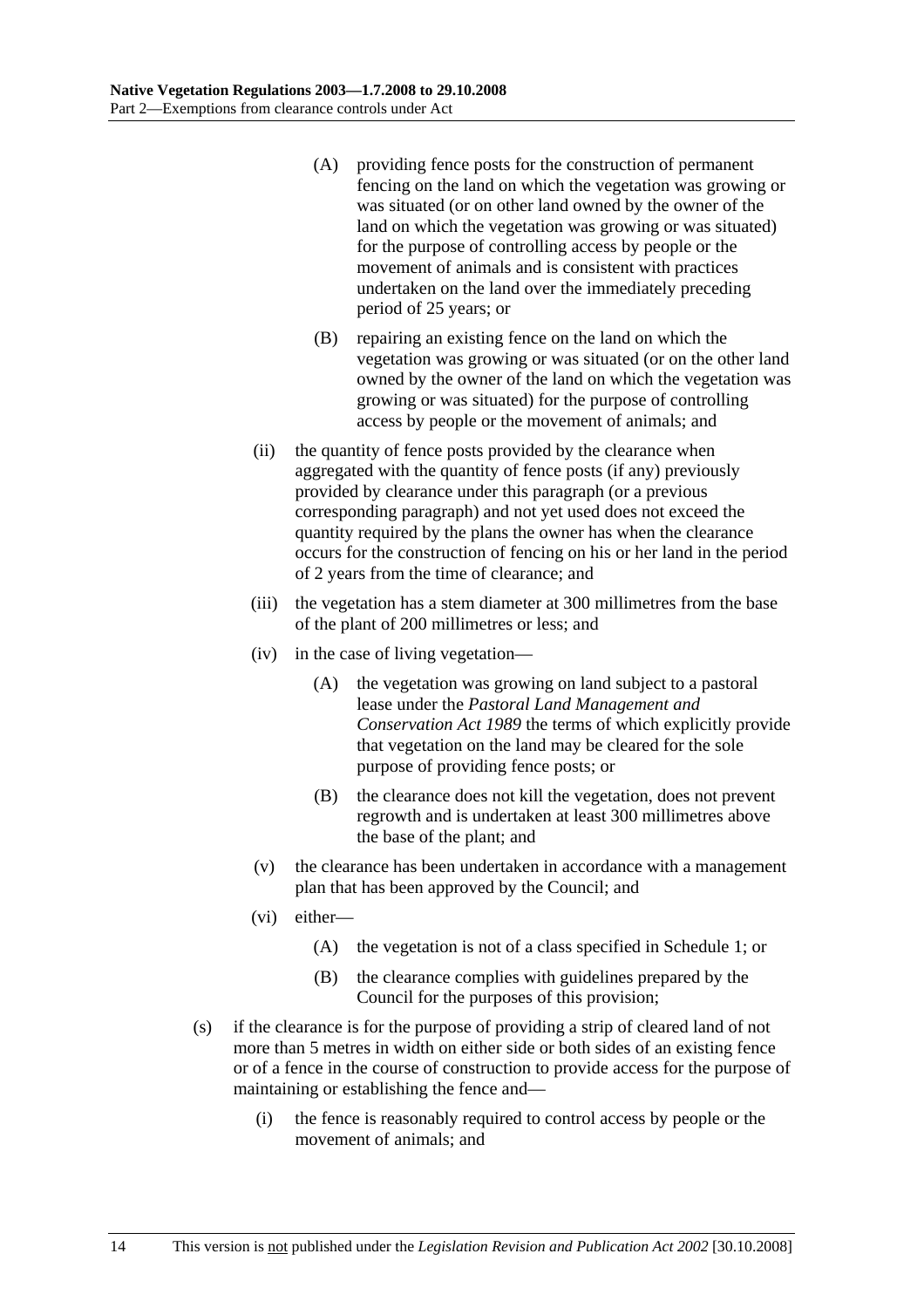(A) providing fence posts for the construction of permanent fencing on the land on which the vegetation was growing or was situated (or on other land owned by the owner of the land on which the vegetation was growing or was situated) for the purpose of controlling access by people or the movement of animals and is consistent with practices undertaken on the land over the immediately preceding period of 25 years; or

(B) repairing an existing fence on the land on which the vegetation was growing or was situated (or on the other land owned by the owner of the land on which the vegetation was growing or was situated) for the purpose of controlling access by people or the movement of animals; and

(ii) the quantity of fence posts provided by the clearance when aggregated with the quantity of fence posts (if any) previously provided by clearance under this paragraph (or a previous corresponding paragraph) and not yet used does not exceed the quantity required by the plans the owner has when the clearance occurs for the construction of fencing on his or her land in the period of 2 years from the time of clearance; and

(iii) the vegetation has a stem diameter at 300 millimetres from the base of the plant of 200 millimetres or less; and

(iv) in the case of living vegetation—

(A) the vegetation was growing on land subject to a pastoral lease under the *Pastoral Land Management and Conservation Act 1989* the terms of which explicitly provide that vegetation on the land may be cleared for the sole purpose of providing fence posts; or

(B) the clearance does not kill the vegetation, does not prevent regrowth and is undertaken at least 300 millimetres above the base of the plant; and

(v) the clearance has been undertaken in accordance with a management plan that has been approved by the Council; and

(vi) either—

(A) the vegetation is not of a class specified in Schedule 1; or

(B) the clearance complies with guidelines prepared by the Council for the purposes of this provision;

(s) if the clearance is for the purpose of providing a strip of cleared land of not more than 5 metres in width on either side or both sides of an existing fence or of a fence in the course of construction to provide access for the purpose of maintaining or establishing the fence and—

(i) the fence is reasonably required to control access by people or the movement of animals; and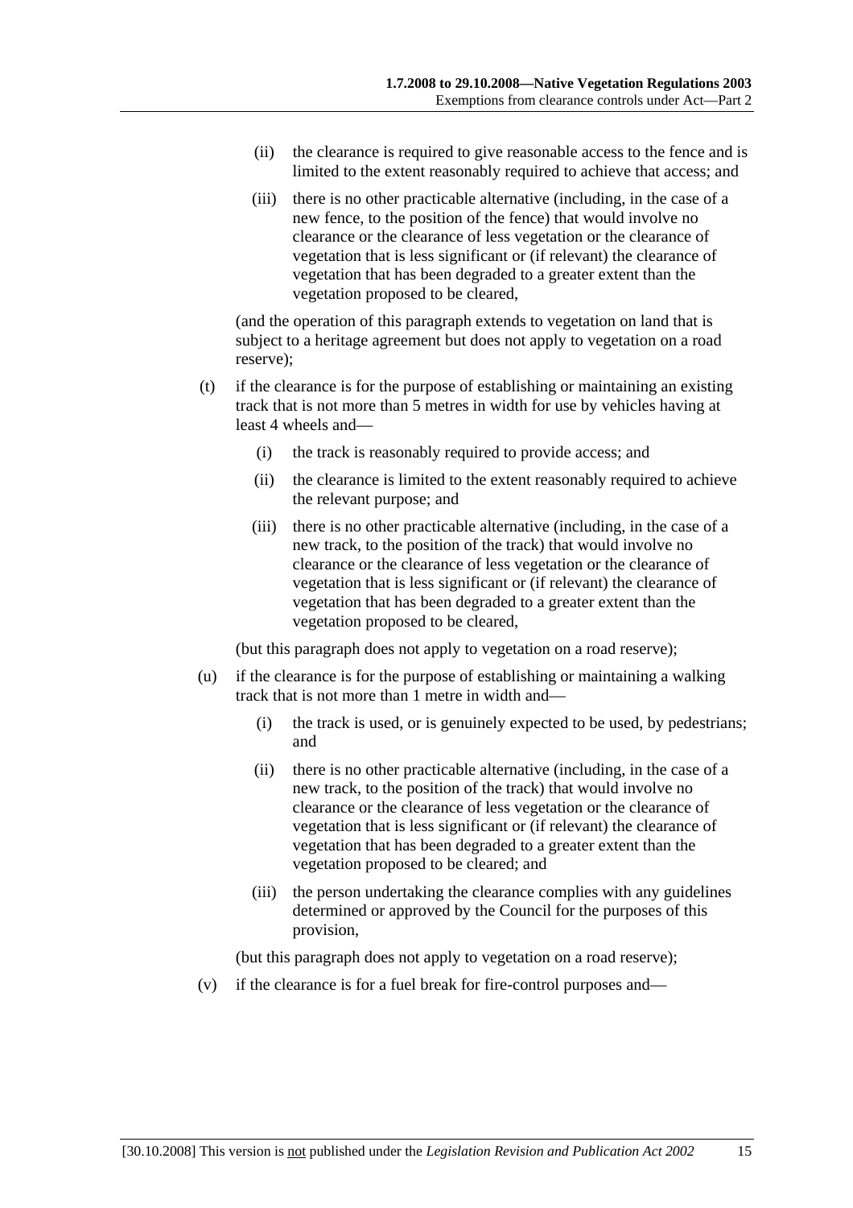(ii) the clearance is required to give reasonable access to the fence and is limited to the extent reasonably required to achieve that access; and

(iii) there is no other practicable alternative (including, in the case of a new fence, to the position of the fence) that would involve no clearance or the clearance of less vegetation or the clearance of vegetation that is less significant or (if relevant) the clearance of vegetation that has been degraded to a greater extent than the vegetation proposed to be cleared,

(and the operation of this paragraph extends to vegetation on land that is subject to a heritage agreement but does not apply to vegetation on a road reserve);

(t) if the clearance is for the purpose of establishing or maintaining an existing track that is not more than 5 metres in width for use by vehicles having at least 4 wheels and—

(i) the track is reasonably required to provide access; and

(ii) the clearance is limited to the extent reasonably required to achieve the relevant purpose; and

(iii) there is no other practicable alternative (including, in the case of a new track, to the position of the track) that would involve no clearance or the clearance of less vegetation or the clearance of vegetation that is less significant or (if relevant) the clearance of vegetation that has been degraded to a greater extent than the vegetation proposed to be cleared,

(but this paragraph does not apply to vegetation on a road reserve);

(u) if the clearance is for the purpose of establishing or maintaining a walking track that is not more than 1 metre in width and—

(i) the track is used, or is genuinely expected to be used, by pedestrians; and

(ii) there is no other practicable alternative (including, in the case of a new track, to the position of the track) that would involve no clearance or the clearance of less vegetation or the clearance of vegetation that is less significant or (if relevant) the clearance of vegetation that has been degraded to a greater extent than the vegetation proposed to be cleared; and

(iii) the person undertaking the clearance complies with any guidelines determined or approved by the Council for the purposes of this provision,

(but this paragraph does not apply to vegetation on a road reserve);

(v) if the clearance is for a fuel break for fire-control purposes and—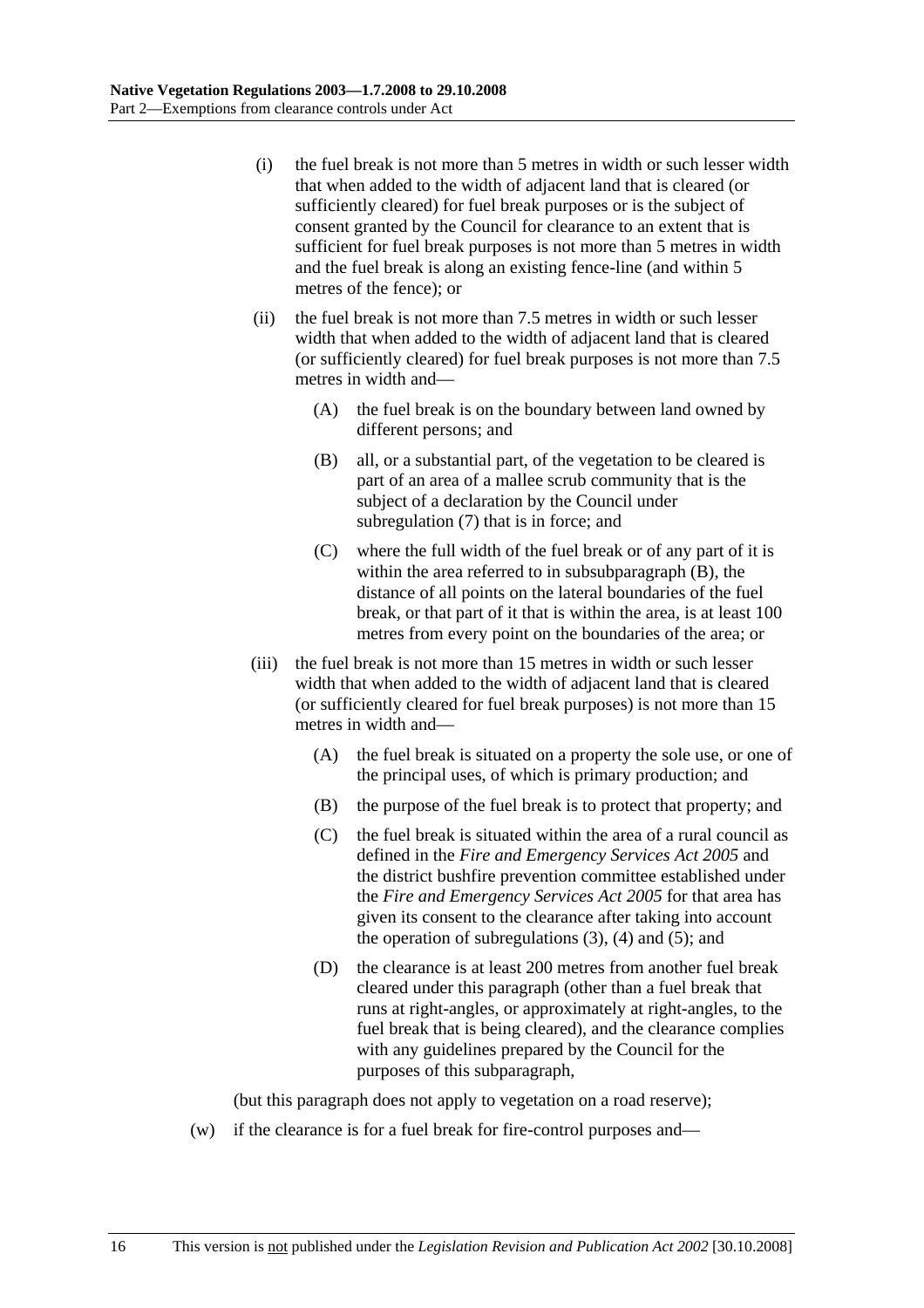(i) the fuel break is not more than 5 metres in width or such lesser width that when added to the width of adjacent land that is cleared (or sufficiently cleared) for fuel break purposes or is the subject of consent granted by the Council for clearance to an extent that is sufficient for fuel break purposes is not more than 5 metres in width and the fuel break is along an existing fence-line (and within 5 metres of the fence); or

(ii) the fuel break is not more than 7.5 metres in width or such lesser width that when added to the width of adjacent land that is cleared (or sufficiently cleared) for fuel break purposes is not more than 7.5 metres in width and—

(A) the fuel break is on the boundary between land owned by different persons; and

(B) all, or a substantial part, of the vegetation to be cleared is part of an area of a mallee scrub community that is the subject of a declaration by the Council under subregulation (7) that is in force; and

(C) where the full width of the fuel break or of any part of it is within the area referred to in subsubparagraph (B), the distance of all points on the lateral boundaries of the fuel break, or that part of it that is within the area, is at least 100 metres from every point on the boundaries of the area; or

(iii) the fuel break is not more than 15 metres in width or such lesser width that when added to the width of adjacent land that is cleared (or sufficiently cleared for fuel break purposes) is not more than 15 metres in width and—

(A) the fuel break is situated on a property the sole use, or one of the principal uses, of which is primary production; and

(B) the purpose of the fuel break is to protect that property; and

(C) the fuel break is situated within the area of a rural council as defined in the *Fire and Emergency Services Act 2005* and the district bushfire prevention committee established under the *Fire and Emergency Services Act 2005* for that area has given its consent to the clearance after taking into account the operation of subregulations (3), (4) and (5); and

(D) the clearance is at least 200 metres from another fuel break cleared under this paragraph (other than a fuel break that runs at right-angles, or approximately at right-angles, to the fuel break that is being cleared), and the clearance complies with any guidelines prepared by the Council for the purposes of this subparagraph,

(but this paragraph does not apply to vegetation on a road reserve);

(w) if the clearance is for a fuel break for fire-control purposes and—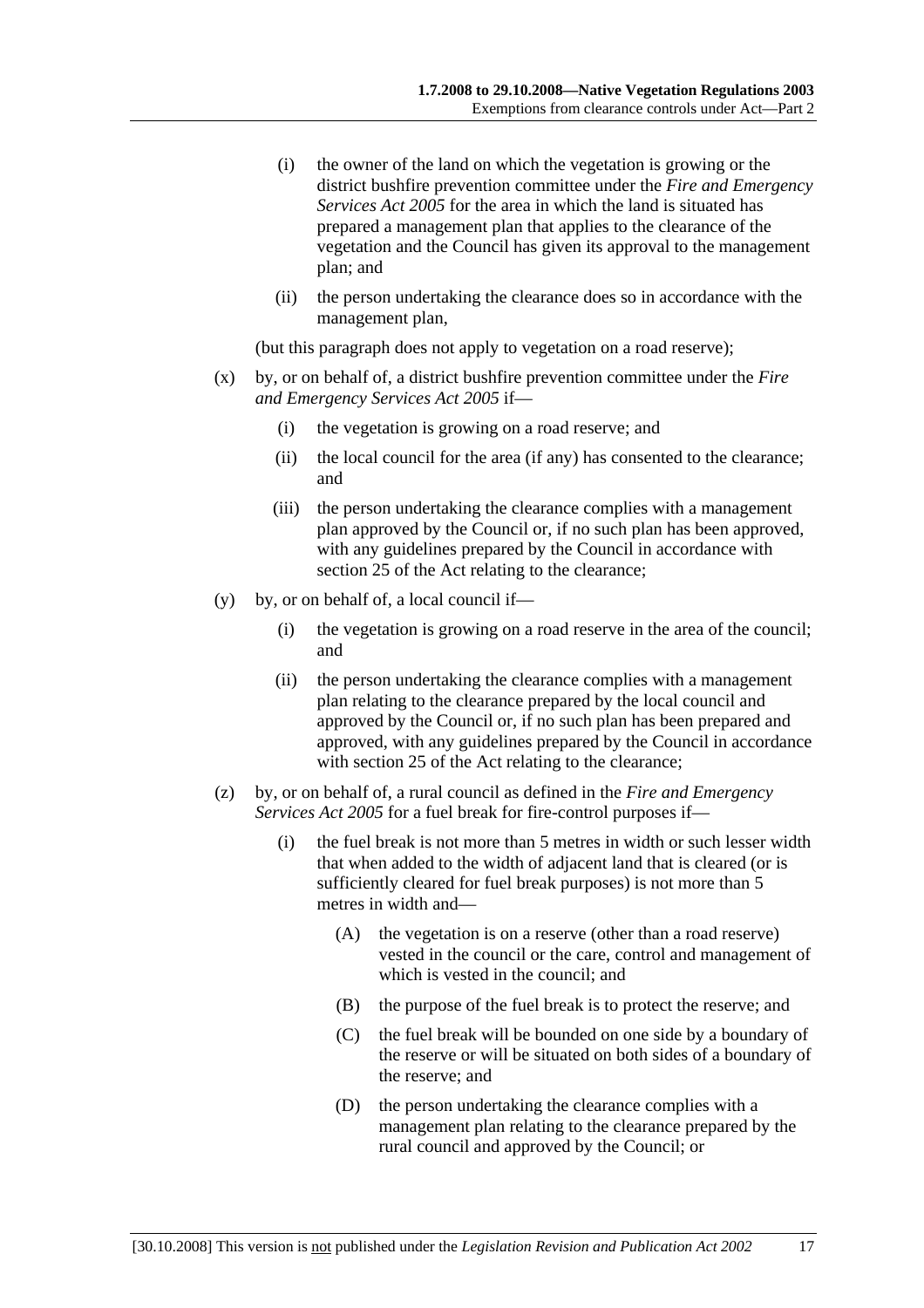(i) the owner of the land on which the vegetation is growing or the district bushfire prevention committee under the *Fire and Emergency Services Act 2005* for the area in which the land is situated has prepared a management plan that applies to the clearance of the vegetation and the Council has given its approval to the management plan; and

(ii) the person undertaking the clearance does so in accordance with the management plan,

(but this paragraph does not apply to vegetation on a road reserve);

(x) by, or on behalf of, a district bushfire prevention committee under the *Fire and Emergency Services Act 2005* if—

(i) the vegetation is growing on a road reserve; and

(ii) the local council for the area (if any) has consented to the clearance; and

(iii) the person undertaking the clearance complies with a management plan approved by the Council or, if no such plan has been approved, with any guidelines prepared by the Council in accordance with section 25 of the Act relating to the clearance;

(y) by, or on behalf of, a local council if—

(i) the vegetation is growing on a road reserve in the area of the council; and

(ii) the person undertaking the clearance complies with a management plan relating to the clearance prepared by the local council and approved by the Council or, if no such plan has been prepared and approved, with any guidelines prepared by the Council in accordance with section 25 of the Act relating to the clearance;

(z) by, or on behalf of, a rural council as defined in the *Fire and Emergency Services Act 2005* for a fuel break for fire-control purposes if—

(i) the fuel break is not more than 5 metres in width or such lesser width that when added to the width of adjacent land that is cleared (or is sufficiently cleared for fuel break purposes) is not more than 5 metres in width and—

(A) the vegetation is on a reserve (other than a road reserve) vested in the council or the care, control and management of which is vested in the council; and

(B) the purpose of the fuel break is to protect the reserve; and

(C) the fuel break will be bounded on one side by a boundary of the reserve or will be situated on both sides of a boundary of the reserve; and

(D) the person undertaking the clearance complies with a management plan relating to the clearance prepared by the rural council and approved by the Council; or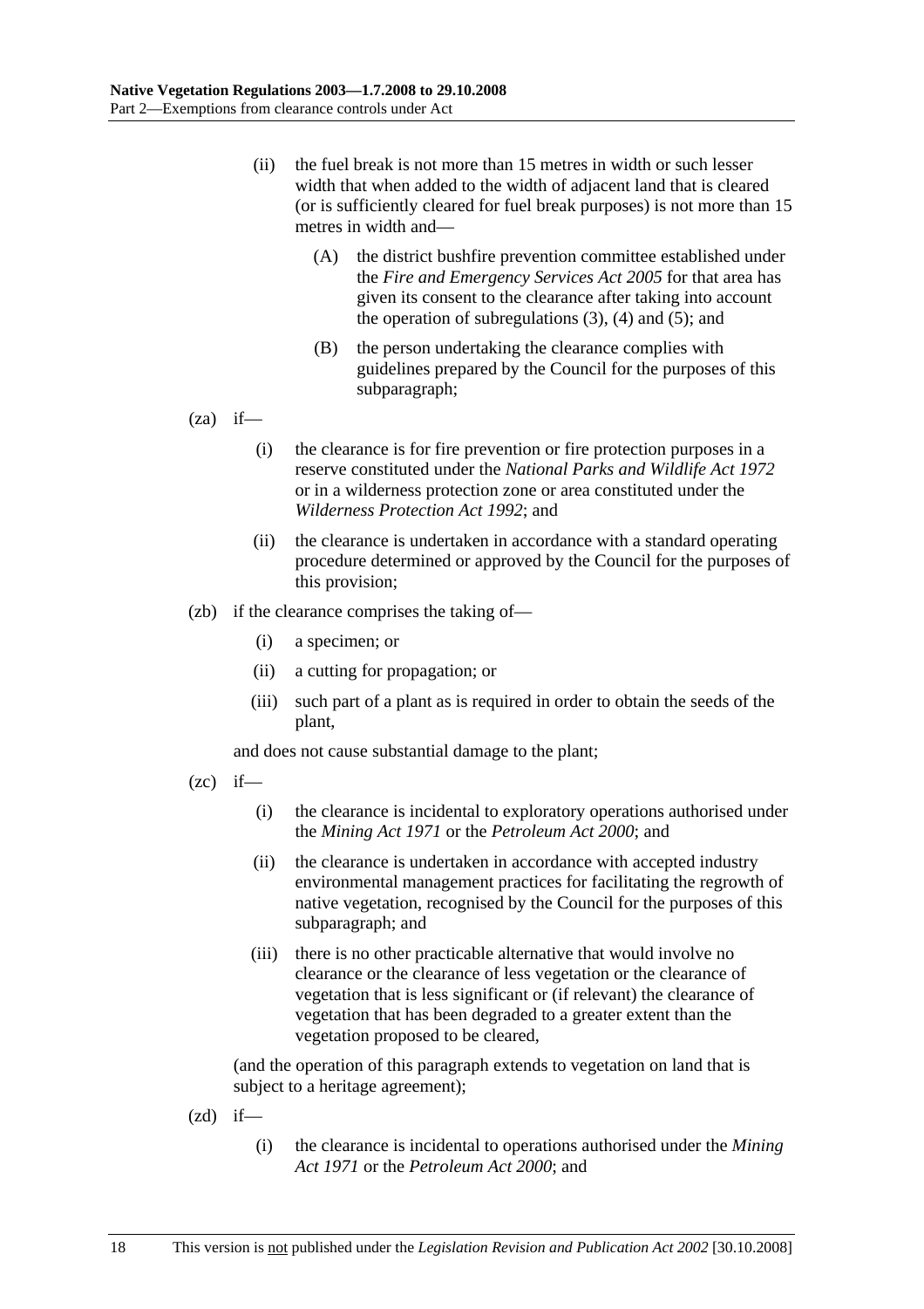(ii) the fuel break is not more than 15 metres in width or such lesser width that when added to the width of adjacent land that is cleared (or is sufficiently cleared for fuel break purposes) is not more than 15 metres in width and—

(A) the district bushfire prevention committee established under the *Fire and Emergency Services Act 2005* for that area has given its consent to the clearance after taking into account the operation of subregulations (3), (4) and (5); and

(B) the person undertaking the clearance complies with guidelines prepared by the Council for the purposes of this subparagraph;

(za) if—

(i) the clearance is for fire prevention or fire protection purposes in a reserve constituted under the *National Parks and Wildlife Act 1972* or in a wilderness protection zone or area constituted under the *Wilderness Protection Act 1992*; and

(ii) the clearance is undertaken in accordance with a standard operating procedure determined or approved by the Council for the purposes of this provision;

(zb) if the clearance comprises the taking of—

(i) a specimen; or

(ii) a cutting for propagation; or

(iii) such part of a plant as is required in order to obtain the seeds of the plant,

and does not cause substantial damage to the plant;

(zc) if—

(i) the clearance is incidental to exploratory operations authorised under the *Mining Act 1971* or the *Petroleum Act 2000*; and

(ii) the clearance is undertaken in accordance with accepted industry environmental management practices for facilitating the regrowth of native vegetation, recognised by the Council for the purposes of this subparagraph; and

(iii) there is no other practicable alternative that would involve no clearance or the clearance of less vegetation or the clearance of vegetation that is less significant or (if relevant) the clearance of vegetation that has been degraded to a greater extent than the vegetation proposed to be cleared,

(and the operation of this paragraph extends to vegetation on land that is subject to a heritage agreement);

(zd) if—

(i) the clearance is incidental to operations authorised under the *Mining Act 1971* or the *Petroleum Act 2000*; and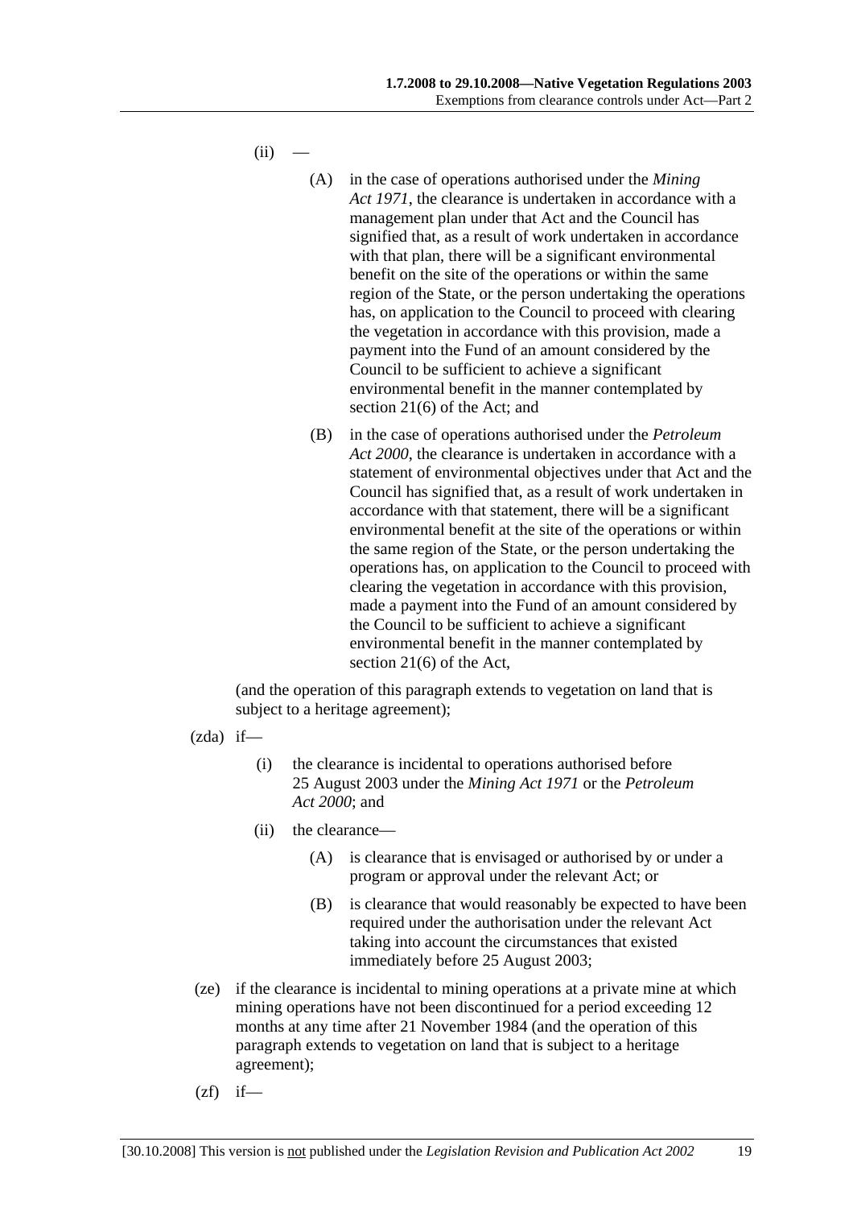(ii) —

(A) in the case of operations authorised under the *Mining Act 1971*, the clearance is undertaken in accordance with a management plan under that Act and the Council has signified that, as a result of work undertaken in accordance with that plan, there will be a significant environmental benefit on the site of the operations or within the same region of the State, or the person undertaking the operations has, on application to the Council to proceed with clearing the vegetation in accordance with this provision, made a payment into the Fund of an amount considered by the Council to be sufficient to achieve a significant environmental benefit in the manner contemplated by section 21(6) of the Act; and

(B) in the case of operations authorised under the *Petroleum Act 2000*, the clearance is undertaken in accordance with a statement of environmental objectives under that Act and the Council has signified that, as a result of work undertaken in accordance with that statement, there will be a significant environmental benefit at the site of the operations or within the same region of the State, or the person undertaking the operations has, on application to the Council to proceed with clearing the vegetation in accordance with this provision, made a payment into the Fund of an amount considered by the Council to be sufficient to achieve a significant environmental benefit in the manner contemplated by section 21(6) of the Act,

(and the operation of this paragraph extends to vegetation on land that is subject to a heritage agreement);

(zda) if—

(i) the clearance is incidental to operations authorised before 25 August 2003 under the *Mining Act 1971* or the *Petroleum Act 2000*; and

(ii) the clearance—

(A) is clearance that is envisaged or authorised by or under a program or approval under the relevant Act; or

(B) is clearance that would reasonably be expected to have been required under the authorisation under the relevant Act taking into account the circumstances that existed immediately before 25 August 2003;

(ze) if the clearance is incidental to mining operations at a private mine at which mining operations have not been discontinued for a period exceeding 12 months at any time after 21 November 1984 (and the operation of this paragraph extends to vegetation on land that is subject to a heritage agreement);

(zf) if—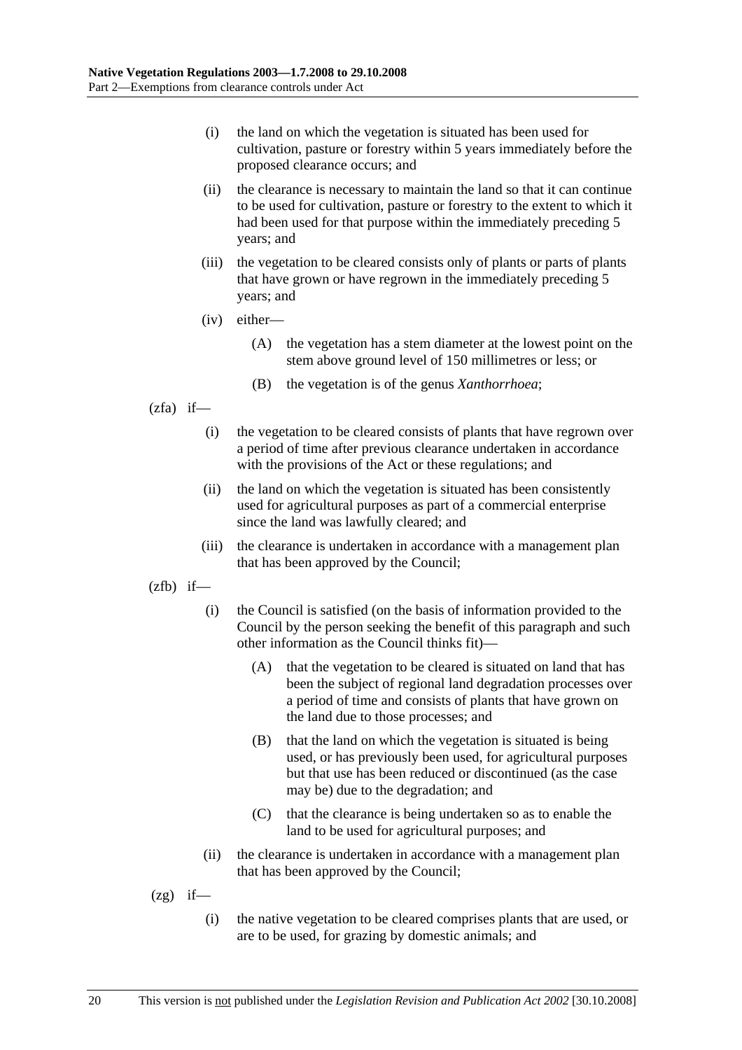(i) the land on which the vegetation is situated has been used for cultivation, pasture or forestry within 5 years immediately before the proposed clearance occurs; and

(ii) the clearance is necessary to maintain the land so that it can continue to be used for cultivation, pasture or forestry to the extent to which it had been used for that purpose within the immediately preceding 5 years; and

(iii) the vegetation to be cleared consists only of plants or parts of plants that have grown or have regrown in the immediately preceding 5 years; and

(iv) either—

(A) the vegetation has a stem diameter at the lowest point on the stem above ground level of 150 millimetres or less; or

(B) the vegetation is of the genus *Xanthorrhoea*;

(zfa) if—

(i) the vegetation to be cleared consists of plants that have regrown over a period of time after previous clearance undertaken in accordance with the provisions of the Act or these regulations; and

(ii) the land on which the vegetation is situated has been consistently used for agricultural purposes as part of a commercial enterprise since the land was lawfully cleared; and

(iii) the clearance is undertaken in accordance with a management plan that has been approved by the Council;

(zfb) if—

(i) the Council is satisfied (on the basis of information provided to the Council by the person seeking the benefit of this paragraph and such other information as the Council thinks fit)—

(A) that the vegetation to be cleared is situated on land that has been the subject of regional land degradation processes over a period of time and consists of plants that have grown on the land due to those processes; and

(B) that the land on which the vegetation is situated is being used, or has previously been used, for agricultural purposes but that use has been reduced or discontinued (as the case may be) due to the degradation; and

(C) that the clearance is being undertaken so as to enable the land to be used for agricultural purposes; and

(ii) the clearance is undertaken in accordance with a management plan that has been approved by the Council;

(zg) if—

(i) the native vegetation to be cleared comprises plants that are used, or are to be used, for grazing by domestic animals; and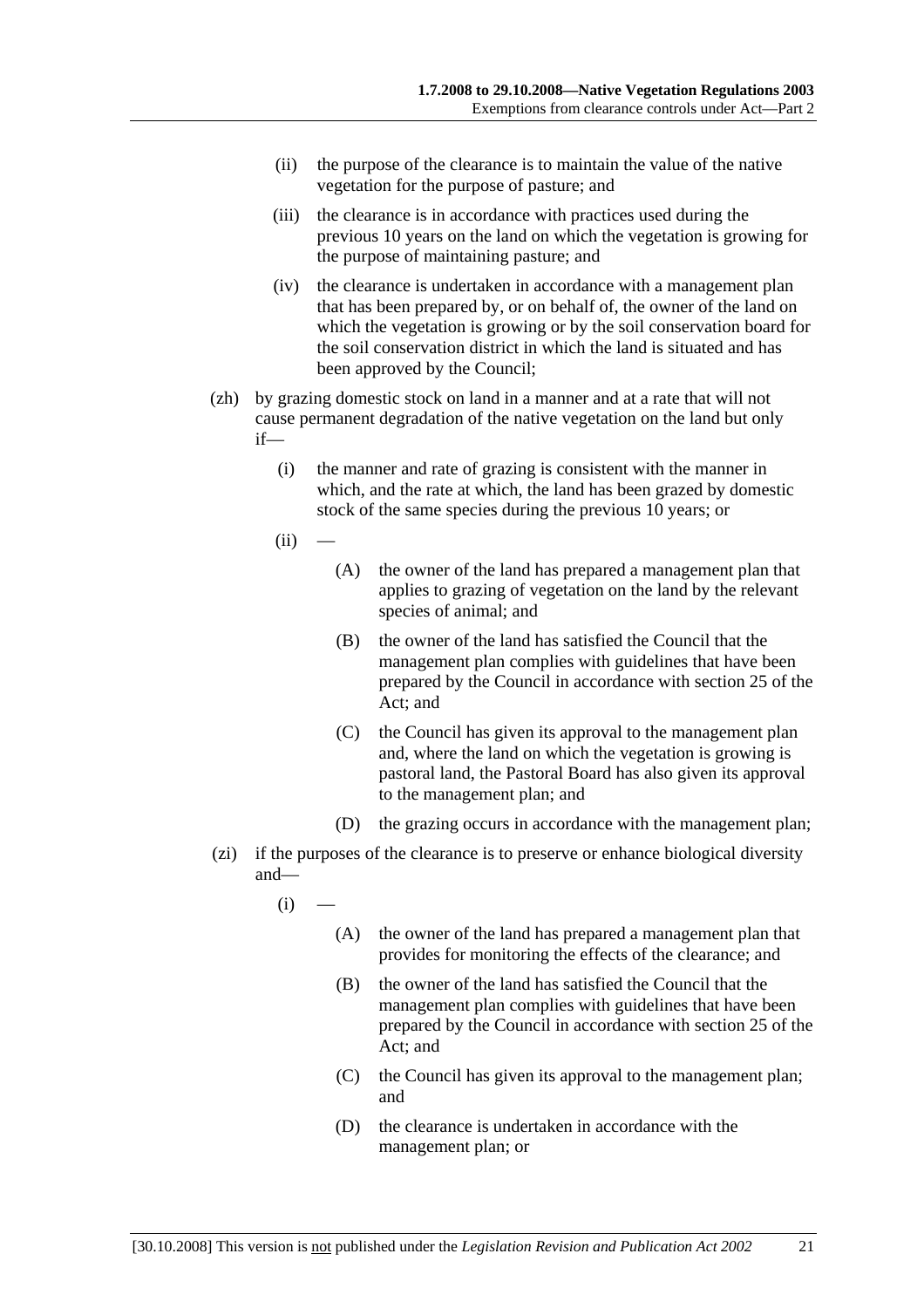(ii) the purpose of the clearance is to maintain the value of the native vegetation for the purpose of pasture; and

(iii) the clearance is in accordance with practices used during the previous 10 years on the land on which the vegetation is growing for the purpose of maintaining pasture; and

(iv) the clearance is undertaken in accordance with a management plan that has been prepared by, or on behalf of, the owner of the land on which the vegetation is growing or by the soil conservation board for the soil conservation district in which the land is situated and has been approved by the Council;

(zh) by grazing domestic stock on land in a manner and at a rate that will not cause permanent degradation of the native vegetation on the land but only if—

(i) the manner and rate of grazing is consistent with the manner in which, and the rate at which, the land has been grazed by domestic stock of the same species during the previous 10 years; or

(ii) —

(A) the owner of the land has prepared a management plan that applies to grazing of vegetation on the land by the relevant species of animal; and

(B) the owner of the land has satisfied the Council that the management plan complies with guidelines that have been prepared by the Council in accordance with section 25 of the Act; and

(C) the Council has given its approval to the management plan and, where the land on which the vegetation is growing is pastoral land, the Pastoral Board has also given its approval to the management plan; and

(D) the grazing occurs in accordance with the management plan;

(zi) if the purposes of the clearance is to preserve or enhance biological diversity and—

(i) —

(A) the owner of the land has prepared a management plan that provides for monitoring the effects of the clearance; and

(B) the owner of the land has satisfied the Council that the management plan complies with guidelines that have been prepared by the Council in accordance with section 25 of the Act; and

(C) the Council has given its approval to the management plan; and

(D) the clearance is undertaken in accordance with the management plan; or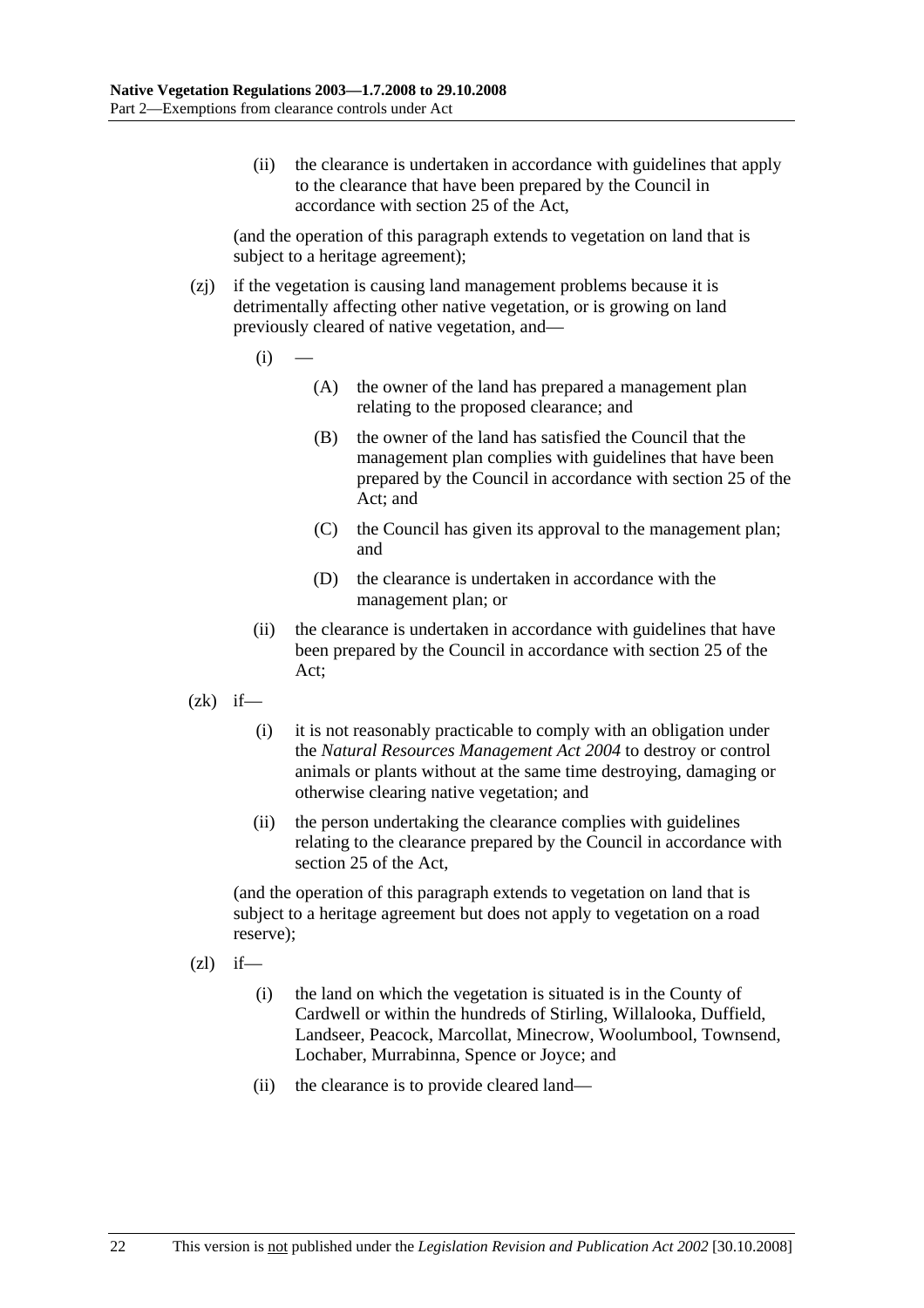(ii) the clearance is undertaken in accordance with guidelines that apply to the clearance that have been prepared by the Council in accordance with section 25 of the Act,

(and the operation of this paragraph extends to vegetation on land that is subject to a heritage agreement);

(zj) if the vegetation is causing land management problems because it is detrimentally affecting other native vegetation, or is growing on land previously cleared of native vegetation, and—

(i) —

(A) the owner of the land has prepared a management plan relating to the proposed clearance; and

(B) the owner of the land has satisfied the Council that the management plan complies with guidelines that have been prepared by the Council in accordance with section 25 of the Act; and

(C) the Council has given its approval to the management plan; and

(D) the clearance is undertaken in accordance with the management plan; or

(ii) the clearance is undertaken in accordance with guidelines that have been prepared by the Council in accordance with section 25 of the Act;

(zk) if—

(i) it is not reasonably practicable to comply with an obligation under the *Natural Resources Management Act 2004* to destroy or control animals or plants without at the same time destroying, damaging or otherwise clearing native vegetation; and

(ii) the person undertaking the clearance complies with guidelines relating to the clearance prepared by the Council in accordance with section 25 of the Act,

(and the operation of this paragraph extends to vegetation on land that is subject to a heritage agreement but does not apply to vegetation on a road reserve);

(zl) if—

(i) the land on which the vegetation is situated is in the County of Cardwell or within the hundreds of Stirling, Willalooka, Duffield, Landseer, Peacock, Marcollat, Minecrow, Woolumbool, Townsend, Lochaber, Murrabinna, Spence or Joyce; and

(ii) the clearance is to provide cleared land—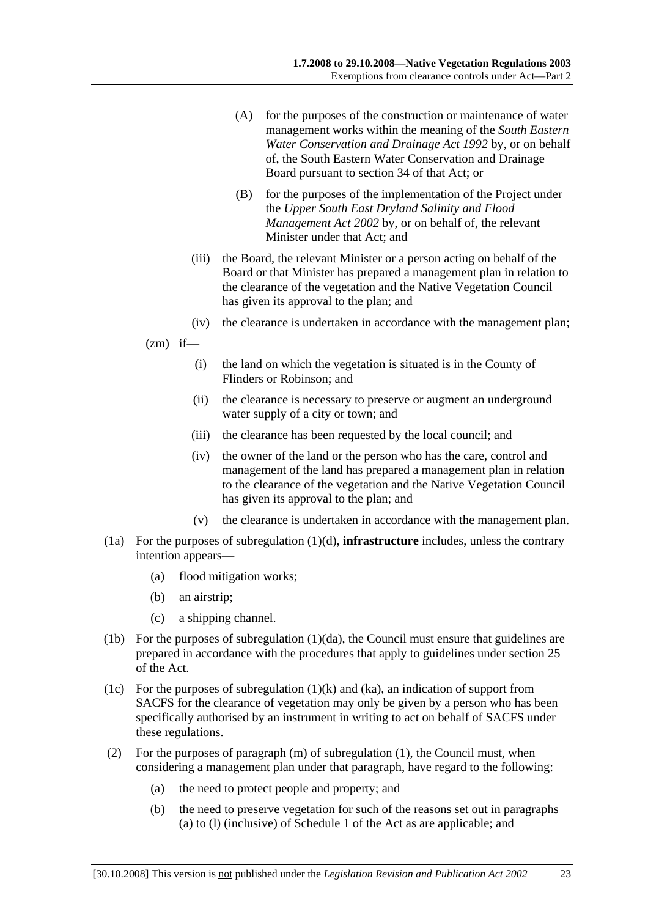(A) for the purposes of the construction or maintenance of water management works within the meaning of the *South Eastern Water Conservation and Drainage Act 1992* by, or on behalf of, the South Eastern Water Conservation and Drainage Board pursuant to section 34 of that Act; or

(B) for the purposes of the implementation of the Project under the *Upper South East Dryland Salinity and Flood Management Act 2002* by, or on behalf of, the relevant Minister under that Act; and

(iii) the Board, the relevant Minister or a person acting on behalf of the Board or that Minister has prepared a management plan in relation to the clearance of the vegetation and the Native Vegetation Council has given its approval to the plan; and

(iv) the clearance is undertaken in accordance with the management plan;

(zm) if—

(i) the land on which the vegetation is situated is in the County of Flinders or Robinson; and

(ii) the clearance is necessary to preserve or augment an underground water supply of a city or town; and

(iii) the clearance has been requested by the local council; and

(iv) the owner of the land or the person who has the care, control and management of the land has prepared a management plan in relation to the clearance of the vegetation and the Native Vegetation Council has given its approval to the plan; and

(v) the clearance is undertaken in accordance with the management plan.

(1a) For the purposes of subregulation (1)(d), **infrastructure** includes, unless the contrary intention appears—

(a) flood mitigation works;

(b) an airstrip;

(c) a shipping channel.

(1b) For the purposes of subregulation (1)(da), the Council must ensure that guidelines are prepared in accordance with the procedures that apply to guidelines under section 25 of the Act.

(1c) For the purposes of subregulation (1)(k) and (ka), an indication of support from SACFS for the clearance of vegetation may only be given by a person who has been specifically authorised by an instrument in writing to act on behalf of SACFS under these regulations.

(2) For the purposes of paragraph (m) of subregulation (1), the Council must, when considering a management plan under that paragraph, have regard to the following:

(a) the need to protect people and property; and

(b) the need to preserve vegetation for such of the reasons set out in paragraphs (a) to (l) (inclusive) of Schedule 1 of the Act as are applicable; and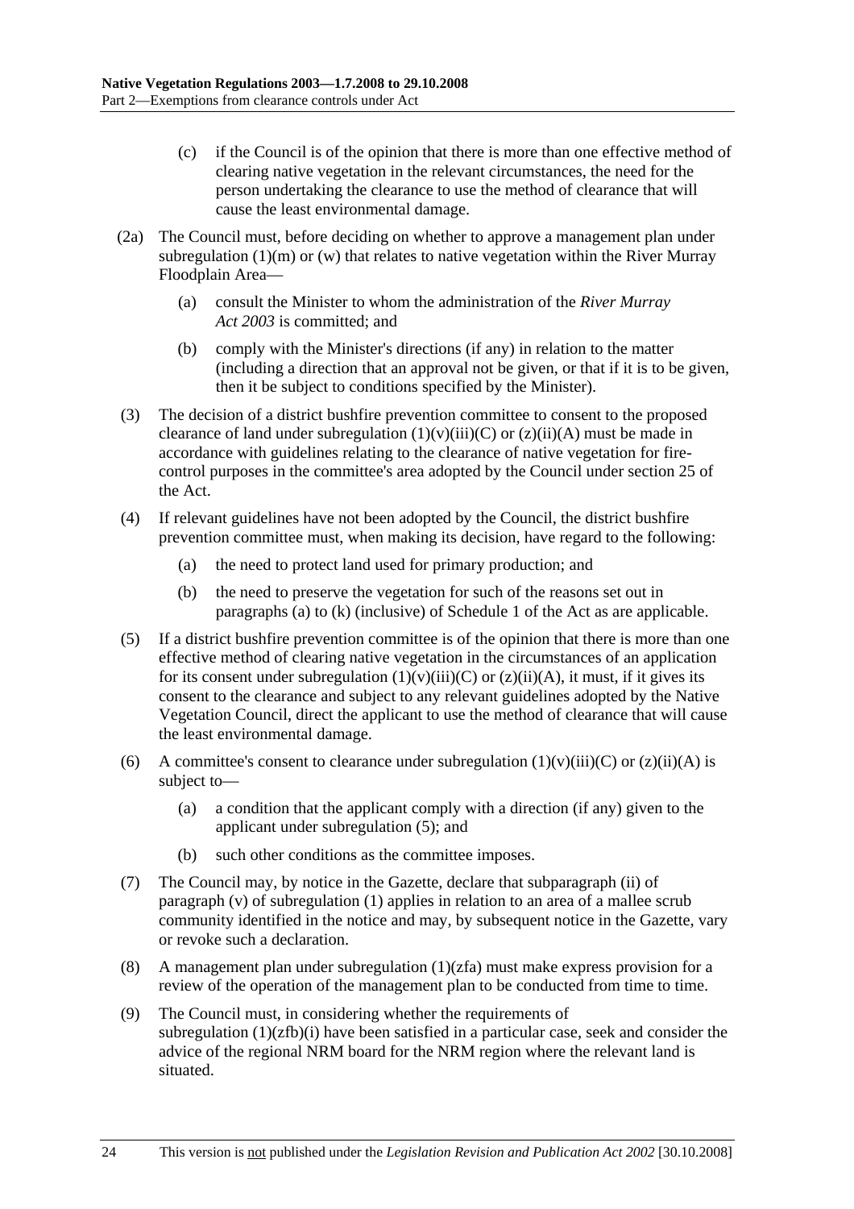(c) if the Council is of the opinion that there is more than one effective method of clearing native vegetation in the relevant circumstances, the need for the person undertaking the clearance to use the method of clearance that will cause the least environmental damage.

(2a) The Council must, before deciding on whether to approve a management plan under subregulation (1)(m) or (w) that relates to native vegetation within the River Murray Floodplain Area—

(a) consult the Minister to whom the administration of the *River Murray Act 2003* is committed; and

(b) comply with the Minister's directions (if any) in relation to the matter (including a direction that an approval not be given, or that if it is to be given, then it be subject to conditions specified by the Minister).

(3) The decision of a district bushfire prevention committee to consent to the proposed clearance of land under subregulation (1)(v)(iii)(C) or (z)(ii)(A) must be made in accordance with guidelines relating to the clearance of native vegetation for fire-control purposes in the committee's area adopted by the Council under section 25 of the Act.

(4) If relevant guidelines have not been adopted by the Council, the district bushfire prevention committee must, when making its decision, have regard to the following:

(a) the need to protect land used for primary production; and

(b) the need to preserve the vegetation for such of the reasons set out in paragraphs (a) to (k) (inclusive) of Schedule 1 of the Act as are applicable.

(5) If a district bushfire prevention committee is of the opinion that there is more than one effective method of clearing native vegetation in the circumstances of an application for its consent under subregulation (1)(v)(iii)(C) or (z)(ii)(A), it must, if it gives its consent to the clearance and subject to any relevant guidelines adopted by the Native Vegetation Council, direct the applicant to use the method of clearance that will cause the least environmental damage.

(6) A committee's consent to clearance under subregulation (1)(v)(iii)(C) or (z)(ii)(A) is subject to—

(a) a condition that the applicant comply with a direction (if any) given to the applicant under subregulation (5); and

(b) such other conditions as the committee imposes.

(7) The Council may, by notice in the Gazette, declare that subparagraph (ii) of paragraph (v) of subregulation (1) applies in relation to an area of a mallee scrub community identified in the notice and may, by subsequent notice in the Gazette, vary or revoke such a declaration.

(8) A management plan under subregulation (1)(zfa) must make express provision for a review of the operation of the management plan to be conducted from time to time.

(9) The Council must, in considering whether the requirements of subregulation (1)(zfb)(i) have been satisfied in a particular case, seek and consider the advice of the regional NRM board for the NRM region where the relevant land is situated.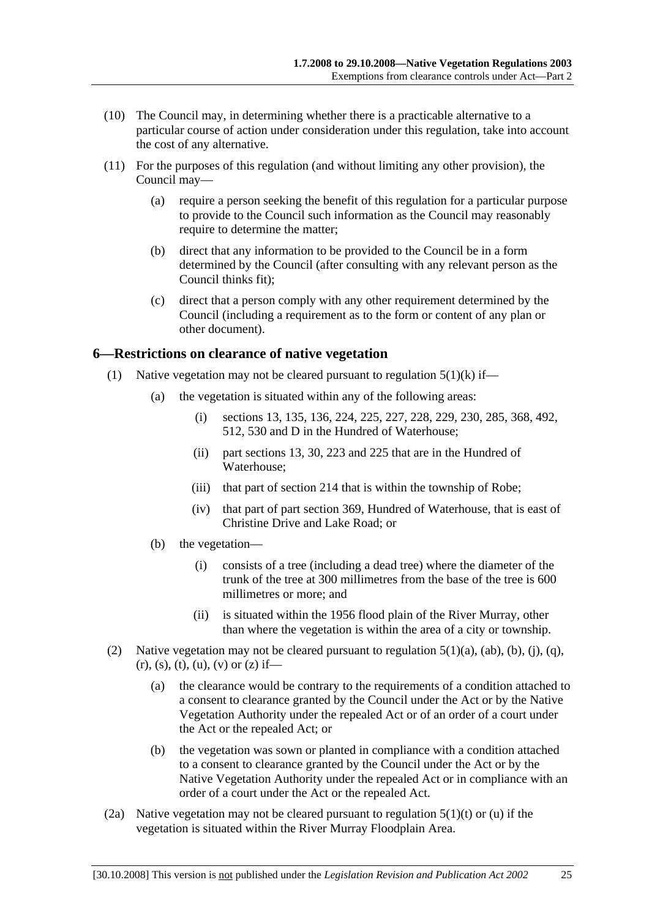(10) The Council may, in determining whether there is a practicable alternative to a particular course of action under consideration under this regulation, take into account the cost of any alternative.

(11) For the purposes of this regulation (and without limiting any other provision), the Council may—

(a) require a person seeking the benefit of this regulation for a particular purpose to provide to the Council such information as the Council may reasonably require to determine the matter;

(b) direct that any information to be provided to the Council be in a form determined by the Council (after consulting with any relevant person as the Council thinks fit);

(c) direct that a person comply with any other requirement determined by the Council (including a requirement as to the form or content of any plan or other document).

## 6—Restrictions on clearance of native vegetation

(1) Native vegetation may not be cleared pursuant to regulation 5(1)(k) if—

(a) the vegetation is situated within any of the following areas:

(i) sections 13, 135, 136, 224, 225, 227, 228, 229, 230, 285, 368, 492, 512, 530 and D in the Hundred of Waterhouse;

(ii) part sections 13, 30, 223 and 225 that are in the Hundred of Waterhouse;

(iii) that part of section 214 that is within the township of Robe;

(iv) that part of part section 369, Hundred of Waterhouse, that is east of Christine Drive and Lake Road; or

(b) the vegetation—

(i) consists of a tree (including a dead tree) where the diameter of the trunk of the tree at 300 millimetres from the base of the tree is 600 millimetres or more; and

(ii) is situated within the 1956 flood plain of the River Murray, other than where the vegetation is within the area of a city or township.

(2) Native vegetation may not be cleared pursuant to regulation 5(1)(a), (ab), (b), (j), (q), (r), (s), (t), (u), (v) or (z) if—

(a) the clearance would be contrary to the requirements of a condition attached to a consent to clearance granted by the Council under the Act or by the Native Vegetation Authority under the repealed Act or of an order of a court under the Act or the repealed Act; or

(b) the vegetation was sown or planted in compliance with a condition attached to a consent to clearance granted by the Council under the Act or by the Native Vegetation Authority under the repealed Act or in compliance with an order of a court under the Act or the repealed Act.

(2a) Native vegetation may not be cleared pursuant to regulation 5(1)(t) or (u) if the vegetation is situated within the River Murray Floodplain Area.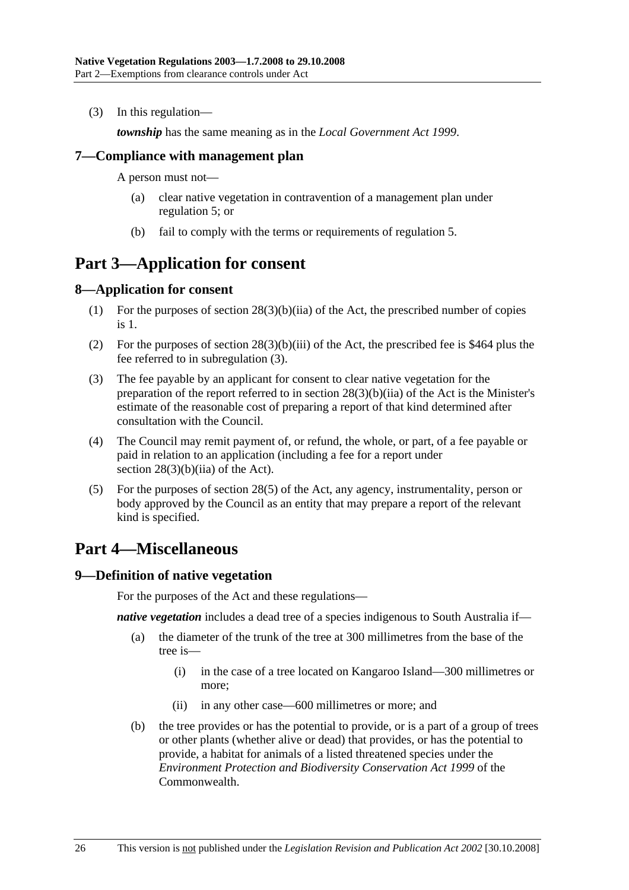(3) In this regulation—

***township*** has the same meaning as in the *Local Government Act 1999*.

### 7—Compliance with management plan

A person must not—

(a) clear native vegetation in contravention of a management plan under regulation 5; or

(b) fail to comply with the terms or requirements of regulation 5.

## Part 3—Application for consent

### 8—Application for consent

(1) For the purposes of section 28(3)(b)(iia) of the Act, the prescribed number of copies is 1.

(2) For the purposes of section 28(3)(b)(iii) of the Act, the prescribed fee is $464 plus the fee referred to in subregulation (3).

(3) The fee payable by an applicant for consent to clear native vegetation for the preparation of the report referred to in section 28(3)(b)(iia) of the Act is the Minister's estimate of the reasonable cost of preparing a report of that kind determined after consultation with the Council.

(4) The Council may remit payment of, or refund, the whole, or part, of a fee payable or paid in relation to an application (including a fee for a report under section 28(3)(b)(iia) of the Act).

(5) For the purposes of section 28(5) of the Act, any agency, instrumentality, person or body approved by the Council as an entity that may prepare a report of the relevant kind is specified.

## Part 4—Miscellaneous

### 9—Definition of native vegetation

For the purposes of the Act and these regulations—

***native vegetation*** includes a dead tree of a species indigenous to South Australia if—

(a) the diameter of the trunk of the tree at 300 millimetres from the base of the tree is—

(i) in the case of a tree located on Kangaroo Island—300 millimetres or more;

(ii) in any other case—600 millimetres or more; and

(b) the tree provides or has the potential to provide, or is a part of a group of trees or other plants (whether alive or dead) that provides, or has the potential to provide, a habitat for animals of a listed threatened species under the *Environment Protection and Biodiversity Conservation Act 1999* of the Commonwealth.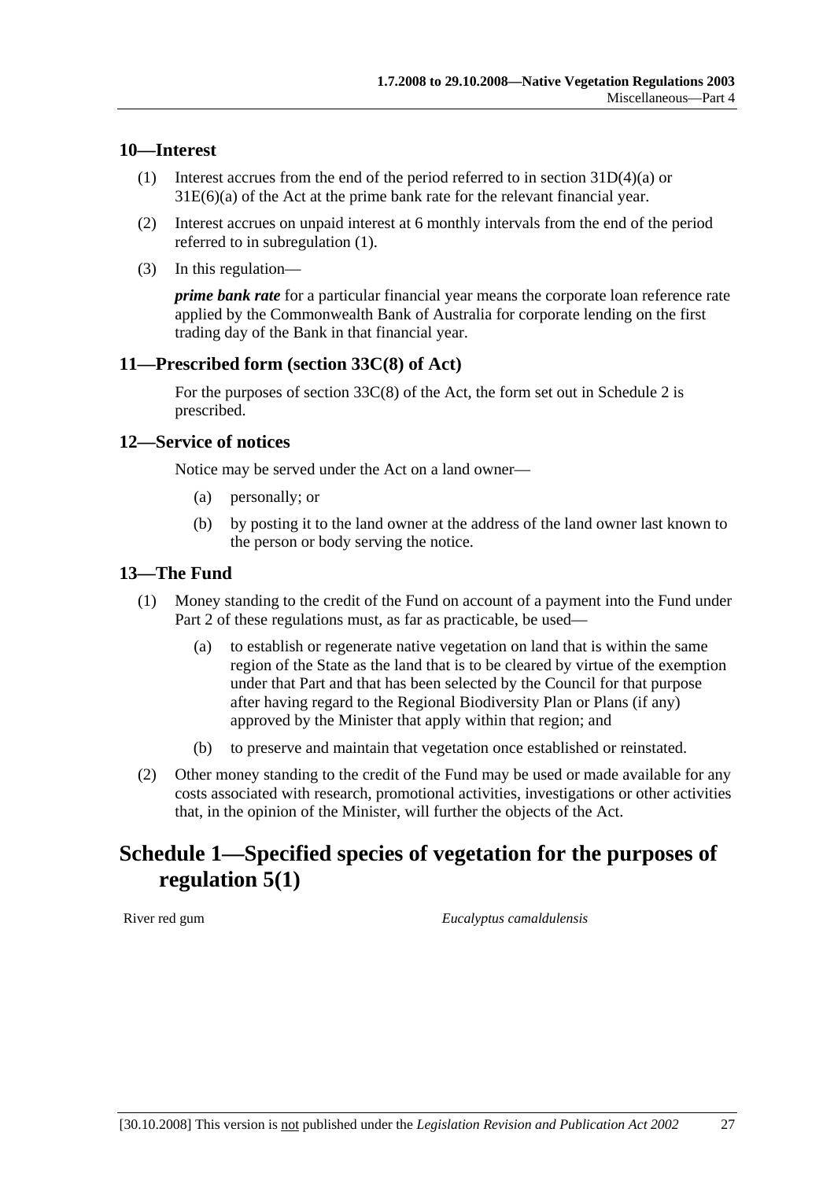### 10—Interest

(1) Interest accrues from the end of the period referred to in section 31D(4)(a) or 31E(6)(a) of the Act at the prime bank rate for the relevant financial year.

(2) Interest accrues on unpaid interest at 6 monthly intervals from the end of the period referred to in subregulation (1).

(3) In this regulation—

***prime bank rate*** for a particular financial year means the corporate loan reference rate applied by the Commonwealth Bank of Australia for corporate lending on the first trading day of the Bank in that financial year.

### 11—Prescribed form (section 33C(8) of Act)

For the purposes of section 33C(8) of the Act, the form set out in Schedule 2 is prescribed.

### 12—Service of notices

Notice may be served under the Act on a land owner—

(a) personally; or

(b) by posting it to the land owner at the address of the land owner last known to the person or body serving the notice.

### 13—The Fund

(1) Money standing to the credit of the Fund on account of a payment into the Fund under Part 2 of these regulations must, as far as practicable, be used—

(a) to establish or regenerate native vegetation on land that is within the same region of the State as the land that is to be cleared by virtue of the exemption under that Part and that has been selected by the Council for that purpose after having regard to the Regional Biodiversity Plan or Plans (if any) approved by the Minister that apply within that region; and

(b) to preserve and maintain that vegetation once established or reinstated.

(2) Other money standing to the credit of the Fund may be used or made available for any costs associated with research, promotional activities, investigations or other activities that, in the opinion of the Minister, will further the objects of the Act.

## Schedule 1—Specified species of vegetation for the purposes of regulation 5(1)

River red gum *Eucalyptus camaldulensis*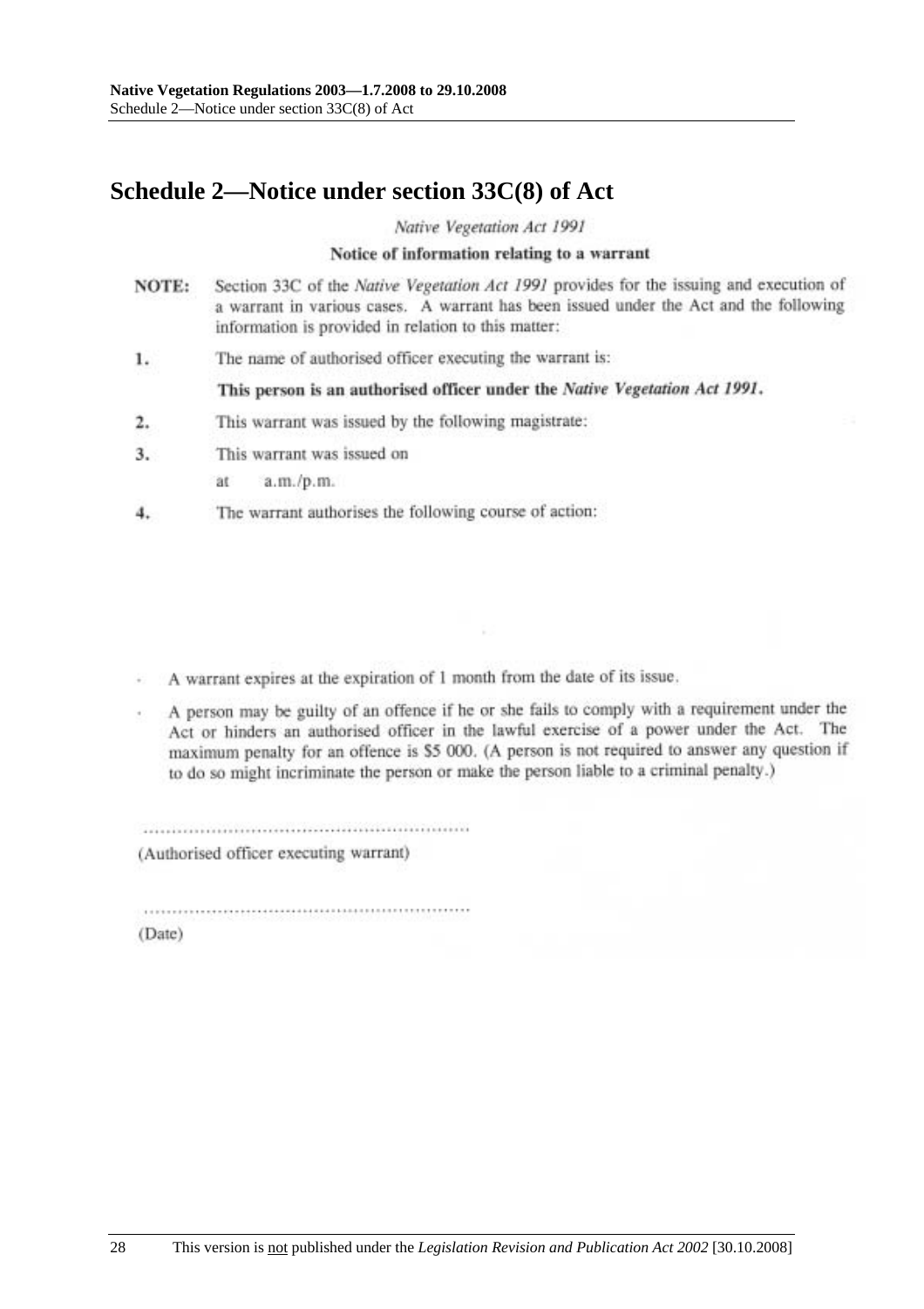# Schedule 2—Notice under section 33C(8) of Act

*Native Vegetation Act 1991*

**Notice of information relating to a warrant**

**NOTE:** Section 33C of the *Native Vegetation Act 1991* provides for the issuing and execution of a warrant in various cases. A warrant has been issued under the Act and the following information is provided in relation to this matter:

1. The name of authorised officer executing the warrant is:

   **This person is an authorised officer under the *Native Vegetation Act 1991*.**

2. This warrant was issued by the following magistrate:

3. This warrant was issued on

   at a.m./p.m.

4. The warrant authorises the following course of action:

- A warrant expires at the expiration of 1 month from the date of its issue.
- A person may be guilty of an offence if he or she fails to comply with a requirement under the Act or hinders an authorised officer in the lawful exercise of a power under the Act. The maximum penalty for an offence is $5 000. (A person is not required to answer any question if to do so might incriminate the person or make the person liable to a criminal penalty.)

..............................................................

(Authorised officer executing warrant)

..............................................................

(Date)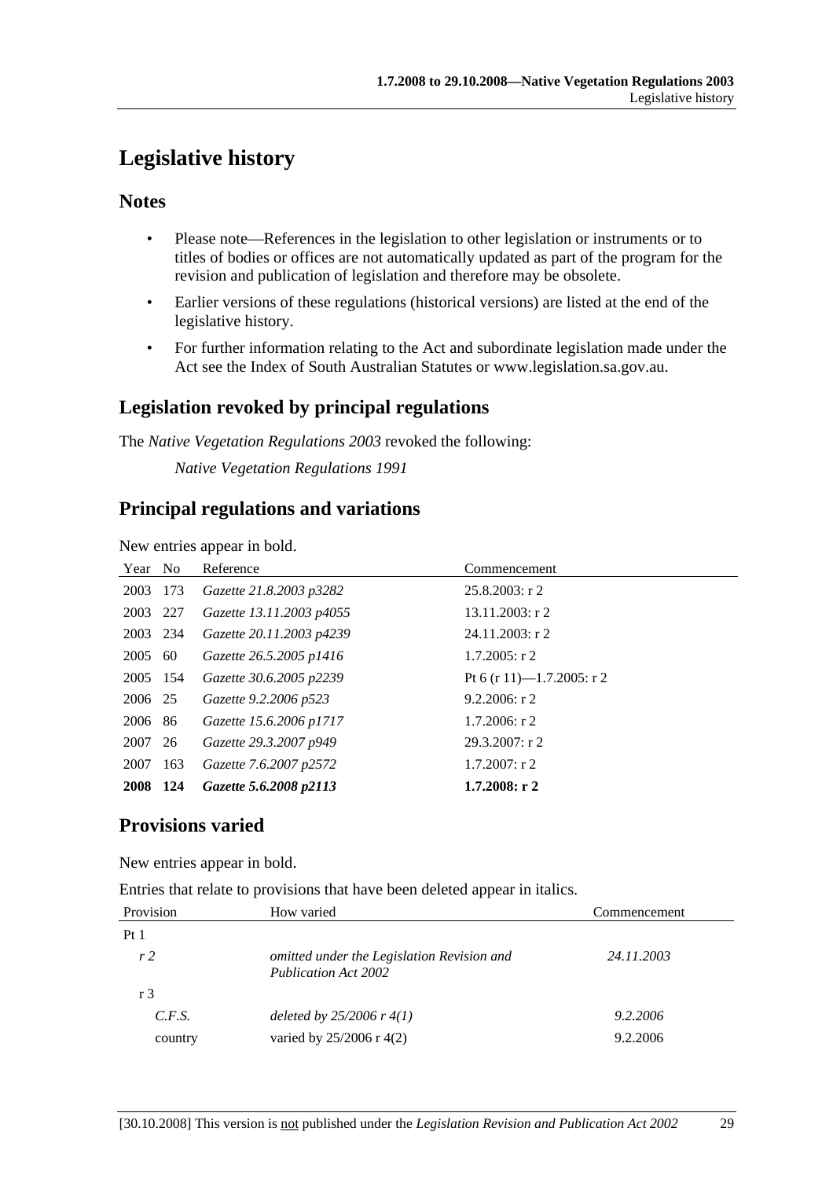# Legislative history

## Notes

- Please note—References in the legislation to other legislation or instruments or to titles of bodies or offices are not automatically updated as part of the program for the revision and publication of legislation and therefore may be obsolete.
- Earlier versions of these regulations (historical versions) are listed at the end of the legislative history.
- For further information relating to the Act and subordinate legislation made under the Act see the Index of South Australian Statutes or www.legislation.sa.gov.au.

## Legislation revoked by principal regulations

The *Native Vegetation Regulations 2003* revoked the following:

*Native Vegetation Regulations 1991*

## Principal regulations and variations

New entries appear in bold.

| Year | No | Reference | Commencement |
|---|---|---|---|
| 2003 | 173 | *Gazette 21.8.2003 p3282* | 25.8.2003: r 2 |
| 2003 | 227 | *Gazette 13.11.2003 p4055* | 13.11.2003: r 2 |
| 2003 | 234 | *Gazette 20.11.2003 p4239* | 24.11.2003: r 2 |
| 2005 | 60 | *Gazette 26.5.2005 p1416* | 1.7.2005: r 2 |
| 2005 | 154 | *Gazette 30.6.2005 p2239* | Pt 6 (r 11)—1.7.2005: r 2 |
| 2006 | 25 | *Gazette 9.2.2006 p523* | 9.2.2006: r 2 |
| 2006 | 86 | *Gazette 15.6.2006 p1717* | 1.7.2006: r 2 |
| 2007 | 26 | *Gazette 29.3.2007 p949* | 29.3.2007: r 2 |
| 2007 | 163 | *Gazette 7.6.2007 p2572* | 1.7.2007: r 2 |
| **2008** | **124** | ***Gazette 5.6.2008 p2113*** | **1.7.2008: r 2** |

## Provisions varied

New entries appear in bold.

Entries that relate to provisions that have been deleted appear in italics.

| Provision | How varied | Commencement |
|---|---|---|
| Pt 1 | | |
| *r 2* | *omitted under the Legislation Revision and Publication Act 2002* | *24.11.2003* |
| r 3 | | |
| *C.F.S.* | *deleted by 25/2006 r 4(1)* | *9.2.2006* |
| country | varied by 25/2006 r 4(2) | 9.2.2006 |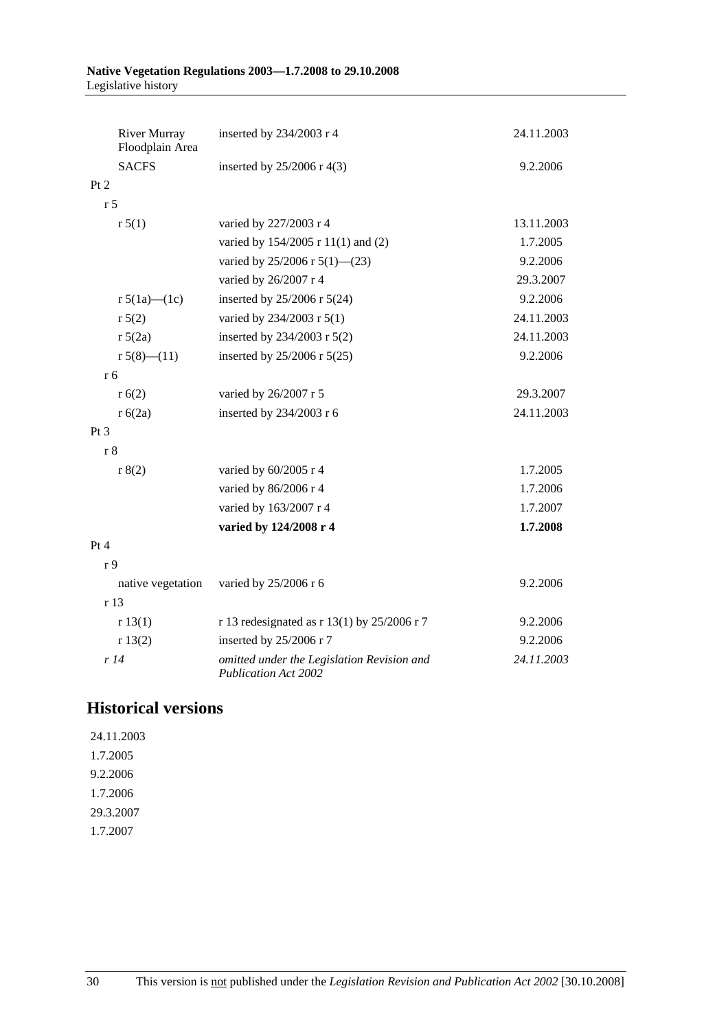| | | |
|---|---|---|
| River Murray Floodplain Area | inserted by 234/2003 r 4 | 24.11.2003 |
| SACFS | inserted by 25/2006 r 4(3) | 9.2.2006 |
| Pt 2 | | |
| r 5 | | |
| r 5(1) | varied by 227/2003 r 4 | 13.11.2003 |
| | varied by 154/2005 r 11(1) and (2) | 1.7.2005 |
| | varied by 25/2006 r 5(1)—(23) | 9.2.2006 |
| | varied by 26/2007 r 4 | 29.3.2007 |
| r 5(1a)—(1c) | inserted by 25/2006 r 5(24) | 9.2.2006 |
| r 5(2) | varied by 234/2003 r 5(1) | 24.11.2003 |
| r 5(2a) | inserted by 234/2003 r 5(2) | 24.11.2003 |
| r 5(8)—(11) | inserted by 25/2006 r 5(25) | 9.2.2006 |
| r 6 | | |
| r 6(2) | varied by 26/2007 r 5 | 29.3.2007 |
| r 6(2a) | inserted by 234/2003 r 6 | 24.11.2003 |
| Pt 3 | | |
| r 8 | | |
| r 8(2) | varied by 60/2005 r 4 | 1.7.2005 |
| | varied by 86/2006 r 4 | 1.7.2006 |
| | varied by 163/2007 r 4 | 1.7.2007 |
| | **varied by 124/2008 r 4** | **1.7.2008** |
| Pt 4 | | |
| r 9 | | |
| native vegetation | varied by 25/2006 r 6 | 9.2.2006 |
| r 13 | | |
| r 13(1) | r 13 redesignated as r 13(1) by 25/2006 r 7 | 9.2.2006 |
| r 13(2) | inserted by 25/2006 r 7 | 9.2.2006 |
| *r 14* | *omitted under the Legislation Revision and Publication Act 2002* | *24.11.2003* |

## Historical versions

24.11.2003

1.7.2005

9.2.2006

1.7.2006

29.3.2007

1.7.2007